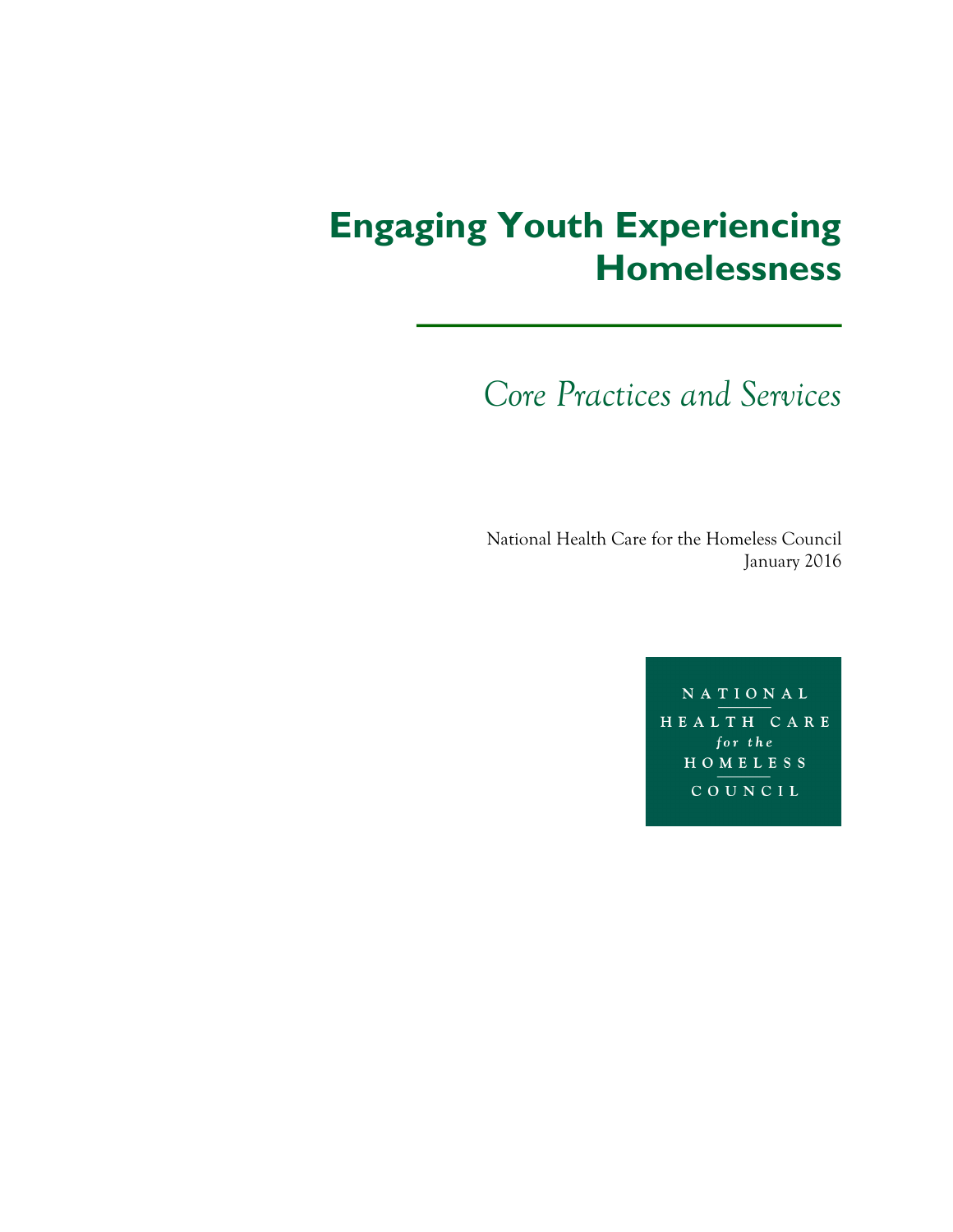# Engaging Youth Experiencing Homelessness

*Core Practices and Services*

National Health Care for the Homeless Council
January 2016

NATIONAL
HEALTH CARE
*for the*
HOMELESS
COUNCIL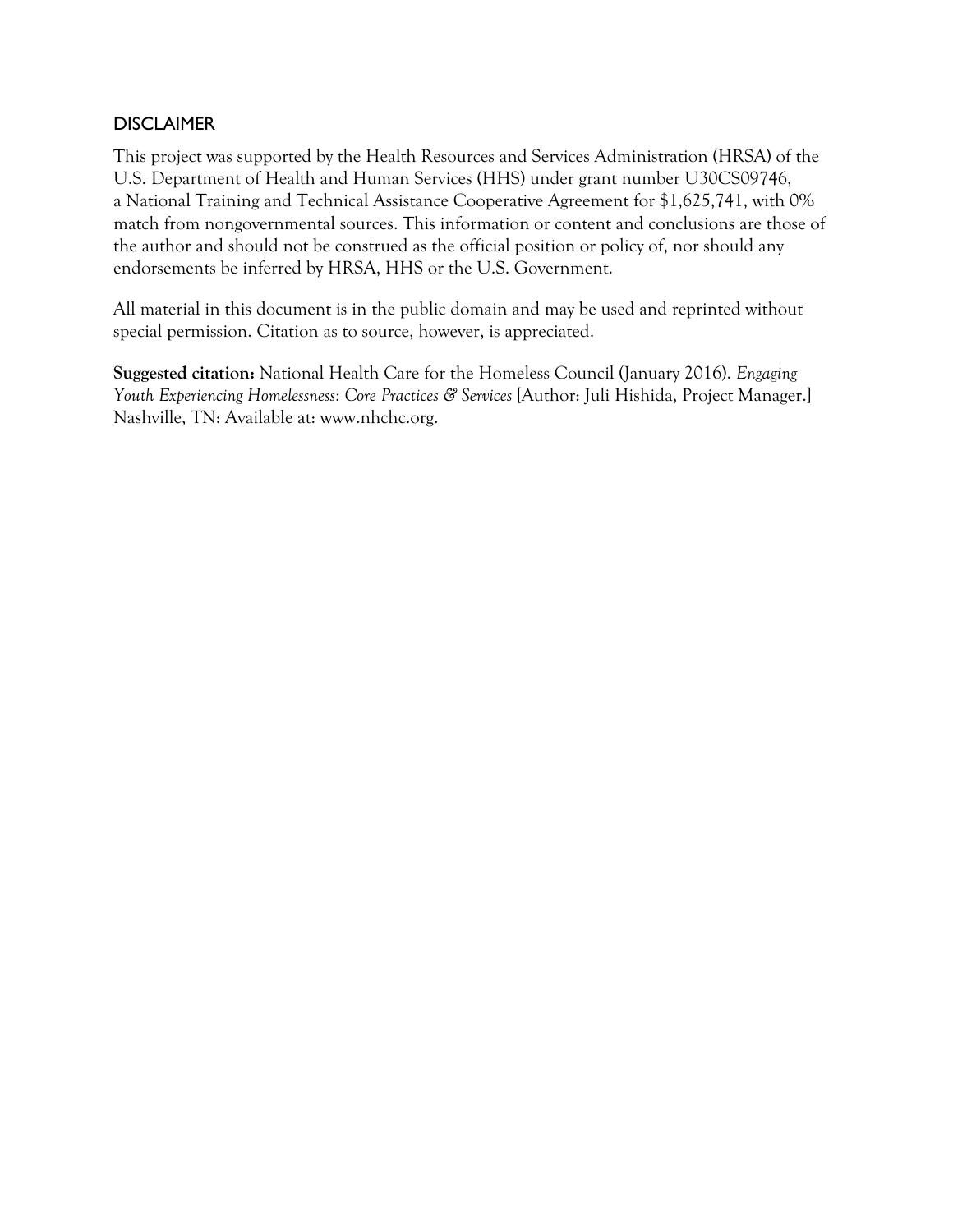## DISCLAIMER

This project was supported by the Health Resources and Services Administration (HRSA) of the U.S. Department of Health and Human Services (HHS) under grant number U30CS09746, a National Training and Technical Assistance Cooperative Agreement for $1,625,741, with 0% match from nongovernmental sources. This information or content and conclusions are those of the author and should not be construed as the official position or policy of, nor should any endorsements be inferred by HRSA, HHS or the U.S. Government.

All material in this document is in the public domain and may be used and reprinted without special permission. Citation as to source, however, is appreciated.

**Suggested citation:** National Health Care for the Homeless Council (January 2016). *Engaging Youth Experiencing Homelessness: Core Practices & Services* [Author: Juli Hishida, Project Manager.] Nashville, TN: Available at: www.nhchc.org.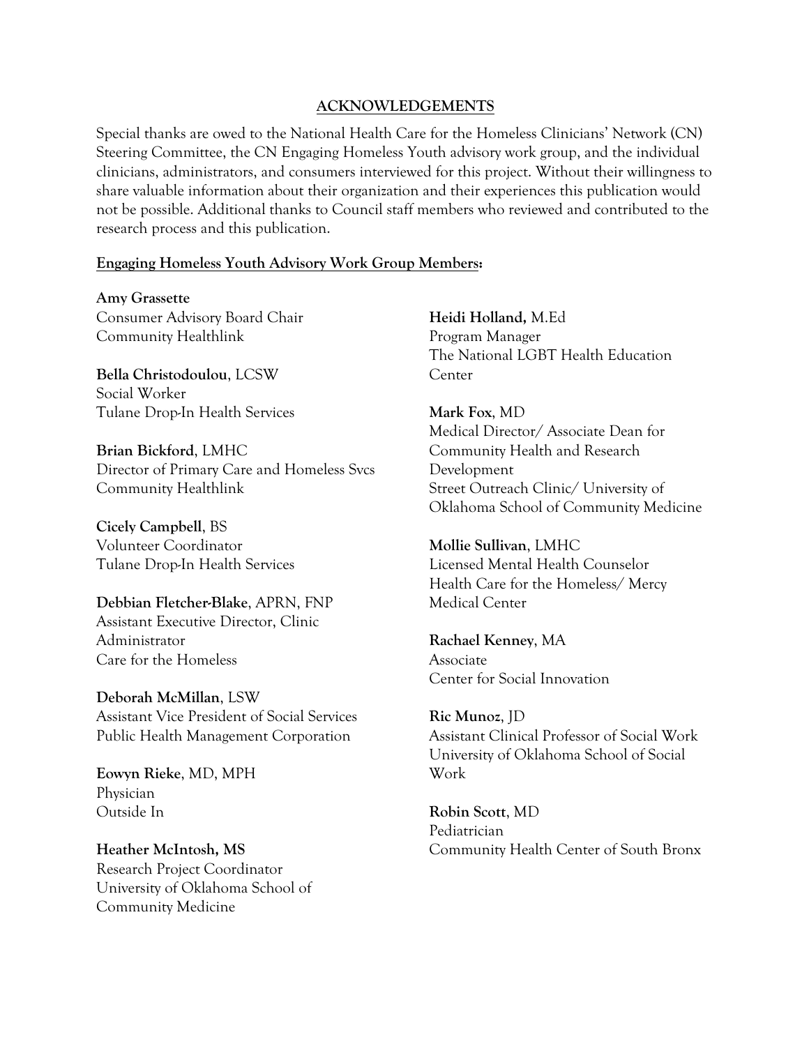## ACKNOWLEDGEMENTS

Special thanks are owed to the National Health Care for the Homeless Clinicians' Network (CN) Steering Committee, the CN Engaging Homeless Youth advisory work group, and the individual clinicians, administrators, and consumers interviewed for this project. Without their willingness to share valuable information about their organization and their experiences this publication would not be possible. Additional thanks to Council staff members who reviewed and contributed to the research process and this publication.

### Engaging Homeless Youth Advisory Work Group Members:

**Amy Grassette**
Consumer Advisory Board Chair
Community Healthlink

**Bella Christodoulou**, LCSW
Social Worker
Tulane Drop-In Health Services

**Brian Bickford**, LMHC
Director of Primary Care and Homeless Svcs
Community Healthlink

**Cicely Campbell**, BS
Volunteer Coordinator
Tulane Drop-In Health Services

**Debbian Fletcher-Blake**, APRN, FNP
Assistant Executive Director, Clinic Administrator
Care for the Homeless

**Deborah McMillan**, LSW
Assistant Vice President of Social Services
Public Health Management Corporation

**Eowyn Rieke**, MD, MPH
Physician
Outside In

**Heather McIntosh, MS**
Research Project Coordinator
University of Oklahoma School of Community Medicine

**Heidi Holland,** M.Ed
Program Manager
The National LGBT Health Education Center

**Mark Fox**, MD
Medical Director/ Associate Dean for Community Health and Research Development
Street Outreach Clinic/ University of Oklahoma School of Community Medicine

**Mollie Sullivan**, LMHC
Licensed Mental Health Counselor
Health Care for the Homeless/ Mercy Medical Center

**Rachael Kenney**, MA
Associate
Center for Social Innovation

**Ric Munoz**, JD
Assistant Clinical Professor of Social Work
University of Oklahoma School of Social Work

**Robin Scott**, MD
Pediatrician
Community Health Center of South Bronx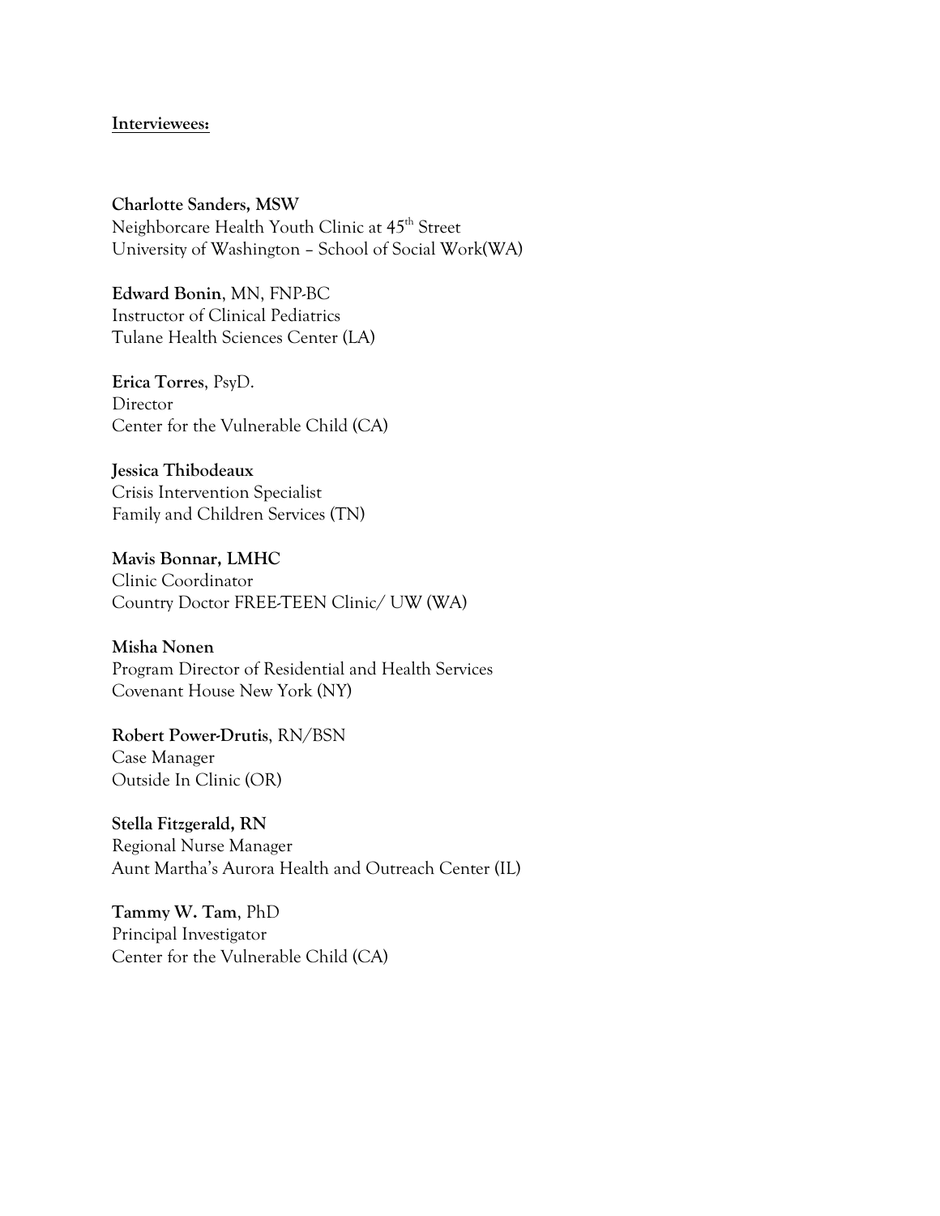**<u>Interviewees:</u>**

**Charlotte Sanders, MSW**
Neighborcare Health Youth Clinic at 45th Street
University of Washington – School of Social Work(WA)

**Edward Bonin**, MN, FNP-BC
Instructor of Clinical Pediatrics
Tulane Health Sciences Center (LA)

**Erica Torres**, PsyD.
Director
Center for the Vulnerable Child (CA)

**Jessica Thibodeaux**
Crisis Intervention Specialist
Family and Children Services (TN)

**Mavis Bonnar, LMHC**
Clinic Coordinator
Country Doctor FREE-TEEN Clinic/ UW (WA)

**Misha Nonen**
Program Director of Residential and Health Services
Covenant House New York (NY)

**Robert Power-Drutis**, RN/BSN
Case Manager
Outside In Clinic (OR)

**Stella Fitzgerald, RN**
Regional Nurse Manager
Aunt Martha's Aurora Health and Outreach Center (IL)

**Tammy W. Tam**, PhD
Principal Investigator
Center for the Vulnerable Child (CA)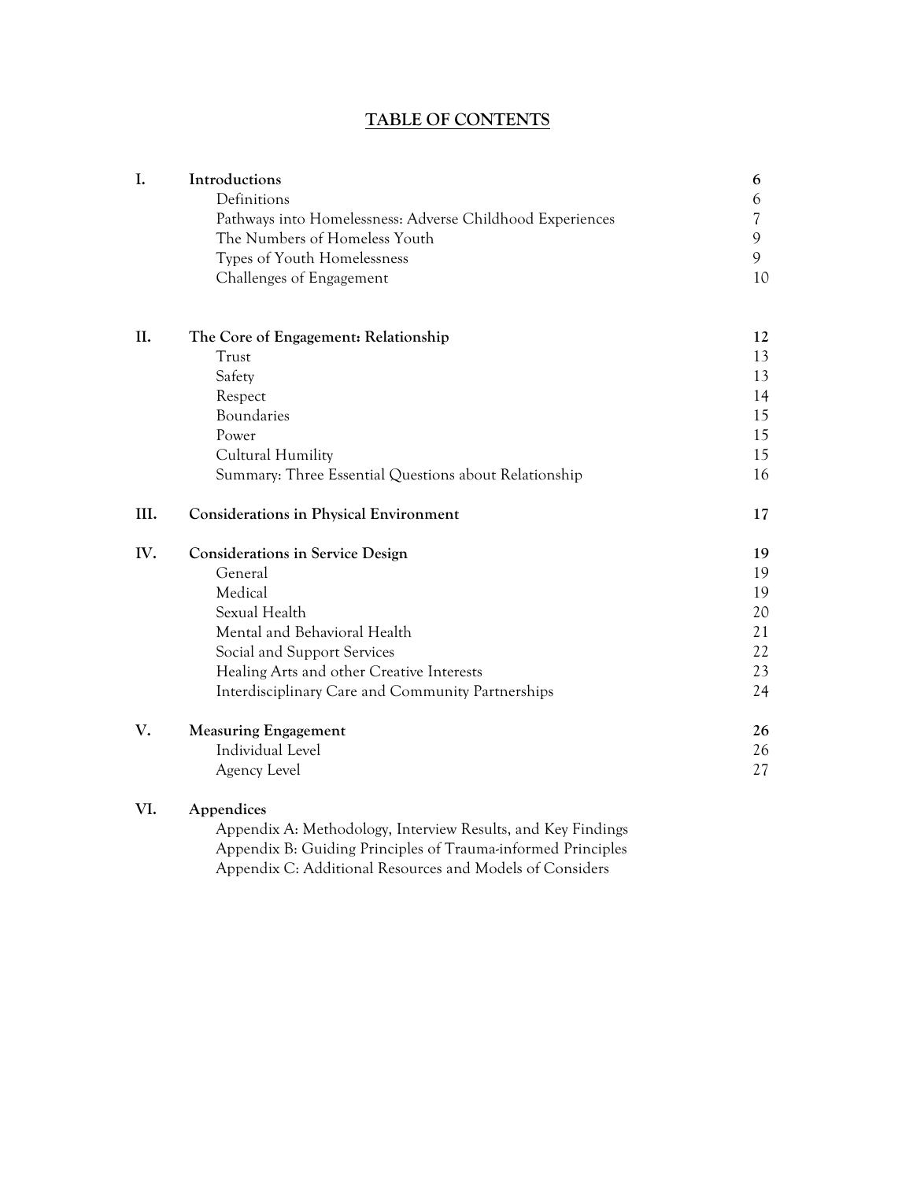# TABLE OF CONTENTS

| | | |
|---|---|---|
| **I.** | **Introductions** | **6** |
| | Definitions | 6 |
| | Pathways into Homelessness: Adverse Childhood Experiences | 7 |
| | The Numbers of Homeless Youth | 9 |
| | Types of Youth Homelessness | 9 |
| | Challenges of Engagement | 10 |
| **II.** | **The Core of Engagement: Relationship** | **12** |
| | Trust | 13 |
| | Safety | 13 |
| | Respect | 14 |
| | Boundaries | 15 |
| | Power | 15 |
| | Cultural Humility | 15 |
| | Summary: Three Essential Questions about Relationship | 16 |
| **III.** | **Considerations in Physical Environment** | **17** |
| **IV.** | **Considerations in Service Design** | **19** |
| | General | 19 |
| | Medical | 19 |
| | Sexual Health | 20 |
| | Mental and Behavioral Health | 21 |
| | Social and Support Services | 22 |
| | Healing Arts and other Creative Interests | 23 |
| | Interdisciplinary Care and Community Partnerships | 24 |
| **V.** | **Measuring Engagement** | **26** |
| | Individual Level | 26 |
| | Agency Level | 27 |
| **VI.** | **Appendices** | |
| | Appendix A: Methodology, Interview Results, and Key Findings | |
| | Appendix B: Guiding Principles of Trauma-informed Principles | |
| | Appendix C: Additional Resources and Models of Considers | |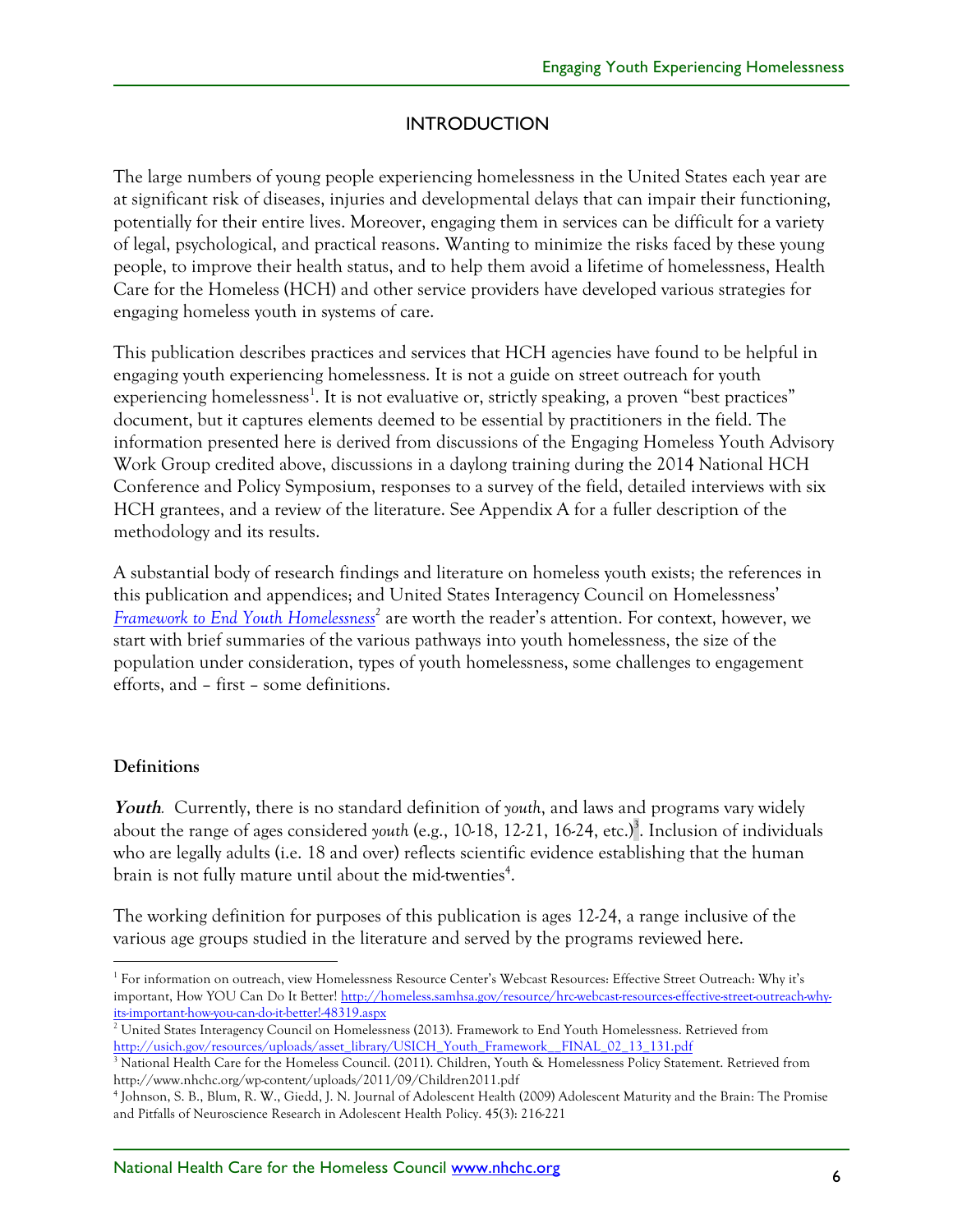## INTRODUCTION

The large numbers of young people experiencing homelessness in the United States each year are at significant risk of diseases, injuries and developmental delays that can impair their functioning, potentially for their entire lives. Moreover, engaging them in services can be difficult for a variety of legal, psychological, and practical reasons. Wanting to minimize the risks faced by these young people, to improve their health status, and to help them avoid a lifetime of homelessness, Health Care for the Homeless (HCH) and other service providers have developed various strategies for engaging homeless youth in systems of care.

This publication describes practices and services that HCH agencies have found to be helpful in engaging youth experiencing homelessness. It is not a guide on street outreach for youth experiencing homelessness[1]. It is not evaluative or, strictly speaking, a proven "best practices" document, but it captures elements deemed to be essential by practitioners in the field. The information presented here is derived from discussions of the Engaging Homeless Youth Advisory Work Group credited above, discussions in a daylong training during the 2014 National HCH Conference and Policy Symposium, responses to a survey of the field, detailed interviews with six HCH grantees, and a review of the literature. See Appendix A for a fuller description of the methodology and its results.

A substantial body of research findings and literature on homeless youth exists; the references in this publication and appendices; and United States Interagency Council on Homelessness' *Framework to End Youth Homelessness*[2] are worth the reader's attention. For context, however, we start with brief summaries of the various pathways into youth homelessness, the size of the population under consideration, types of youth homelessness, some challenges to engagement efforts, and – first – some definitions.

### Definitions

***Youth***. Currently, there is no standard definition of *youth*, and laws and programs vary widely about the range of ages considered *youth* (e.g., 10-18, 12-21, 16-24, etc.)[3]. Inclusion of individuals who are legally adults (i.e. 18 and over) reflects scientific evidence establishing that the human brain is not fully mature until about the mid-twenties[4].

The working definition for purposes of this publication is ages 12-24, a range inclusive of the various age groups studied in the literature and served by the programs reviewed here.

---

[1] For information on outreach, view Homelessness Resource Center's Webcast Resources: Effective Street Outreach: Why it's important, How YOU Can Do It Better! http://homeless.samhsa.gov/resource/hrc-webcast-resources-effective-street-outreach-why-its-important-how-you-can-do-it-better!-48319.aspx

[2] United States Interagency Council on Homelessness (2013). Framework to End Youth Homelessness. Retrieved from http://usich.gov/resources/uploads/asset_library/USICH_Youth_Framework__FINAL_02_13_131.pdf

[3] National Health Care for the Homeless Council. (2011). Children, Youth & Homelessness Policy Statement. Retrieved from http://www.nhchc.org/wp-content/uploads/2011/09/Children2011.pdf

[4] Johnson, S. B., Blum, R. W., Giedd, J. N. Journal of Adolescent Health (2009) Adolescent Maturity and the Brain: The Promise and Pitfalls of Neuroscience Research in Adolescent Health Policy. 45(3): 216-221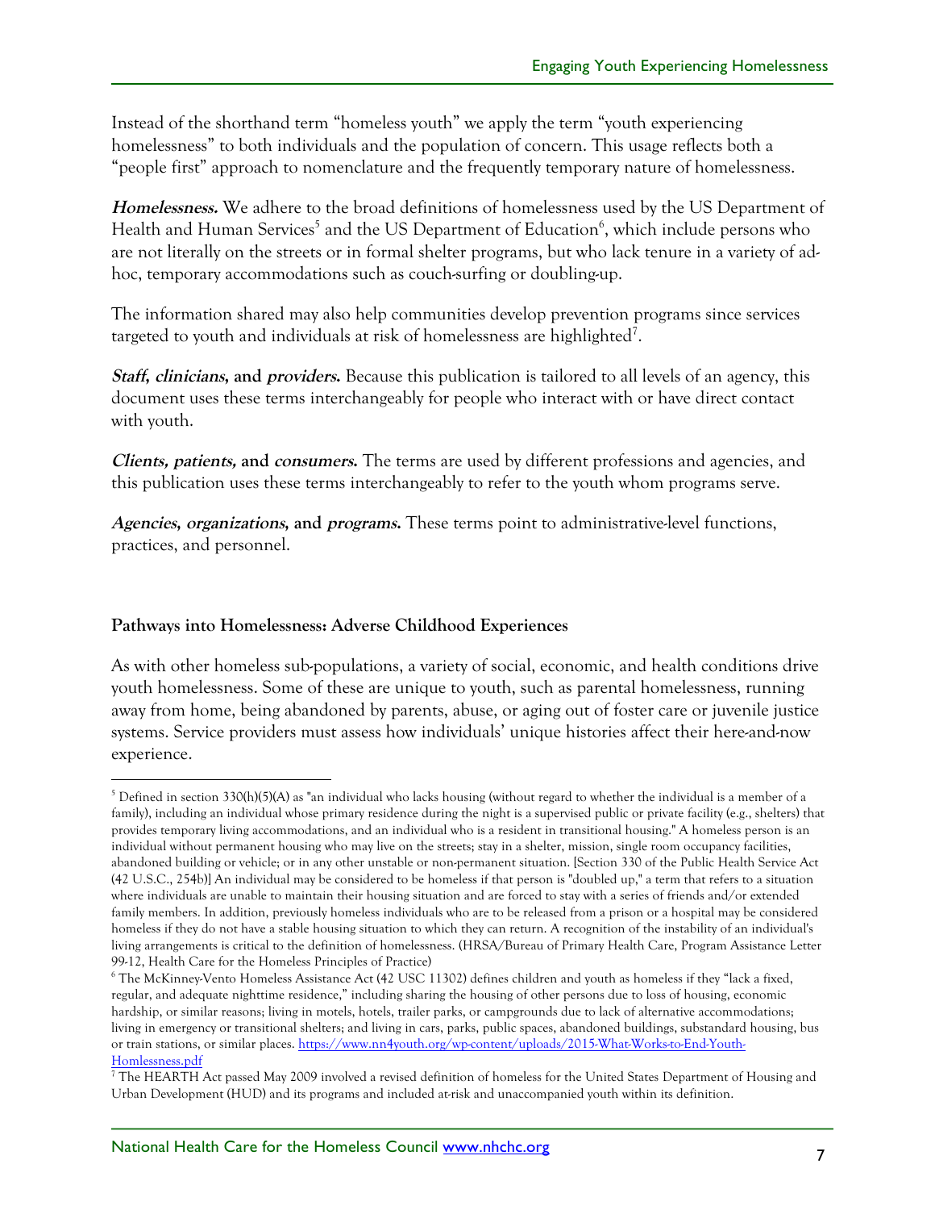Instead of the shorthand term "homeless youth" we apply the term "youth experiencing homelessness" to both individuals and the population of concern. This usage reflects both a "people first" approach to nomenclature and the frequently temporary nature of homelessness.

***Homelessness.*** We adhere to the broad definitions of homelessness used by the US Department of Health and Human Services[5] and the US Department of Education[6], which include persons who are not literally on the streets or in formal shelter programs, but who lack tenure in a variety of ad-hoc, temporary accommodations such as couch-surfing or doubling-up.

The information shared may also help communities develop prevention programs since services targeted to youth and individuals at risk of homelessness are highlighted[7].

***Staff, clinicians,* and *providers.*** Because this publication is tailored to all levels of an agency, this document uses these terms interchangeably for people who interact with or have direct contact with youth.

***Clients, patients,* and *consumers.*** The terms are used by different professions and agencies, and this publication uses these terms interchangeably to refer to the youth whom programs serve.

***Agencies, organizations,* and *programs.*** These terms point to administrative-level functions, practices, and personnel.

**Pathways into Homelessness: Adverse Childhood Experiences**

As with other homeless sub-populations, a variety of social, economic, and health conditions drive youth homelessness. Some of these are unique to youth, such as parental homelessness, running away from home, being abandoned by parents, abuse, or aging out of foster care or juvenile justice systems. Service providers must assess how individuals' unique histories affect their here-and-now experience.

---

[5] Defined in section 330(h)(5)(A) as "an individual who lacks housing (without regard to whether the individual is a member of a family), including an individual whose primary residence during the night is a supervised public or private facility (e.g., shelters) that provides temporary living accommodations, and an individual who is a resident in transitional housing." A homeless person is an individual without permanent housing who may live on the streets; stay in a shelter, mission, single room occupancy facilities, abandoned building or vehicle; or in any other unstable or non-permanent situation. [Section 330 of the Public Health Service Act (42 U.S.C., 254b)] An individual may be considered to be homeless if that person is "doubled up," a term that refers to a situation where individuals are unable to maintain their housing situation and are forced to stay with a series of friends and/or extended family members. In addition, previously homeless individuals who are to be released from a prison or a hospital may be considered homeless if they do not have a stable housing situation to which they can return. A recognition of the instability of an individual's living arrangements is critical to the definition of homelessness. (HRSA/Bureau of Primary Health Care, Program Assistance Letter 99-12, Health Care for the Homeless Principles of Practice)

[6] The McKinney-Vento Homeless Assistance Act (42 USC 11302) defines children and youth as homeless if they "lack a fixed, regular, and adequate nighttime residence," including sharing the housing of other persons due to loss of housing, economic hardship, or similar reasons; living in motels, hotels, trailer parks, or campgrounds due to lack of alternative accommodations; living in emergency or transitional shelters; and living in cars, parks, public spaces, abandoned buildings, substandard housing, bus or train stations, or similar places. https://www.nn4youth.org/wp-content/uploads/2015-What-Works-to-End-Youth-Homlessness.pdf

[7] The HEARTH Act passed May 2009 involved a revised definition of homeless for the United States Department of Housing and Urban Development (HUD) and its programs and included at-risk and unaccompanied youth within its definition.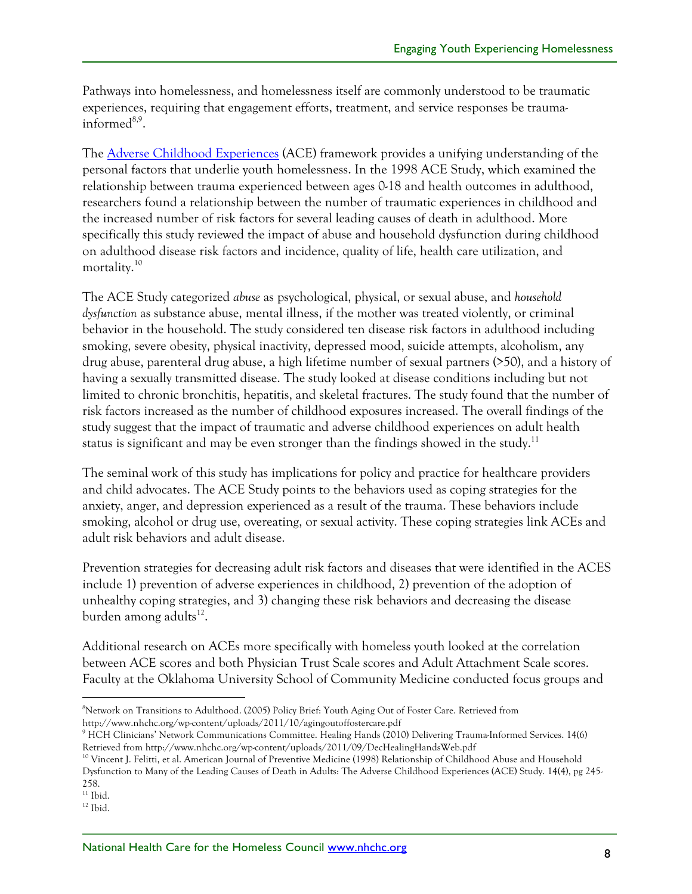Pathways into homelessness, and homelessness itself are commonly understood to be traumatic experiences, requiring that engagement efforts, treatment, and service responses be trauma-informed[8,9].

The [Adverse Childhood Experiences](#) (ACE) framework provides a unifying understanding of the personal factors that underlie youth homelessness. In the 1998 ACE Study, which examined the relationship between trauma experienced between ages 0-18 and health outcomes in adulthood, researchers found a relationship between the number of traumatic experiences in childhood and the increased number of risk factors for several leading causes of death in adulthood. More specifically this study reviewed the impact of abuse and household dysfunction during childhood on adulthood disease risk factors and incidence, quality of life, health care utilization, and mortality.[10]

The ACE Study categorized *abuse* as psychological, physical, or sexual abuse, and *household dysfunction* as substance abuse, mental illness, if the mother was treated violently, or criminal behavior in the household. The study considered ten disease risk factors in adulthood including smoking, severe obesity, physical inactivity, depressed mood, suicide attempts, alcoholism, any drug abuse, parenteral drug abuse, a high lifetime number of sexual partners (>50), and a history of having a sexually transmitted disease. The study looked at disease conditions including but not limited to chronic bronchitis, hepatitis, and skeletal fractures. The study found that the number of risk factors increased as the number of childhood exposures increased. The overall findings of the study suggest that the impact of traumatic and adverse childhood experiences on adult health status is significant and may be even stronger than the findings showed in the study.[11]

The seminal work of this study has implications for policy and practice for healthcare providers and child advocates. The ACE Study points to the behaviors used as coping strategies for the anxiety, anger, and depression experienced as a result of the trauma. These behaviors include smoking, alcohol or drug use, overeating, or sexual activity. These coping strategies link ACEs and adult risk behaviors and adult disease.

Prevention strategies for decreasing adult risk factors and diseases that were identified in the ACES include 1) prevention of adverse experiences in childhood, 2) prevention of the adoption of unhealthy coping strategies, and 3) changing these risk behaviors and decreasing the disease burden among adults[12].

Additional research on ACEs more specifically with homeless youth looked at the correlation between ACE scores and both Physician Trust Scale scores and Adult Attachment Scale scores. Faculty at the Oklahoma University School of Community Medicine conducted focus groups and

---

[8] Network on Transitions to Adulthood. (2005) Policy Brief: Youth Aging Out of Foster Care. Retrieved from http://www.nhchc.org/wp-content/uploads/2011/10/agingoutoffostercare.pdf

[9] HCH Clinicians' Network Communications Committee. Healing Hands (2010) Delivering Trauma-Informed Services. 14(6) Retrieved from http://www.nhchc.org/wp-content/uploads/2011/09/DecHealingHandsWeb.pdf

[10] Vincent J. Felitti, et al. American Journal of Preventive Medicine (1998) Relationship of Childhood Abuse and Household Dysfunction to Many of the Leading Causes of Death in Adults: The Adverse Childhood Experiences (ACE) Study. 14(4), pg 245-258.

[11] Ibid.

[12] Ibid.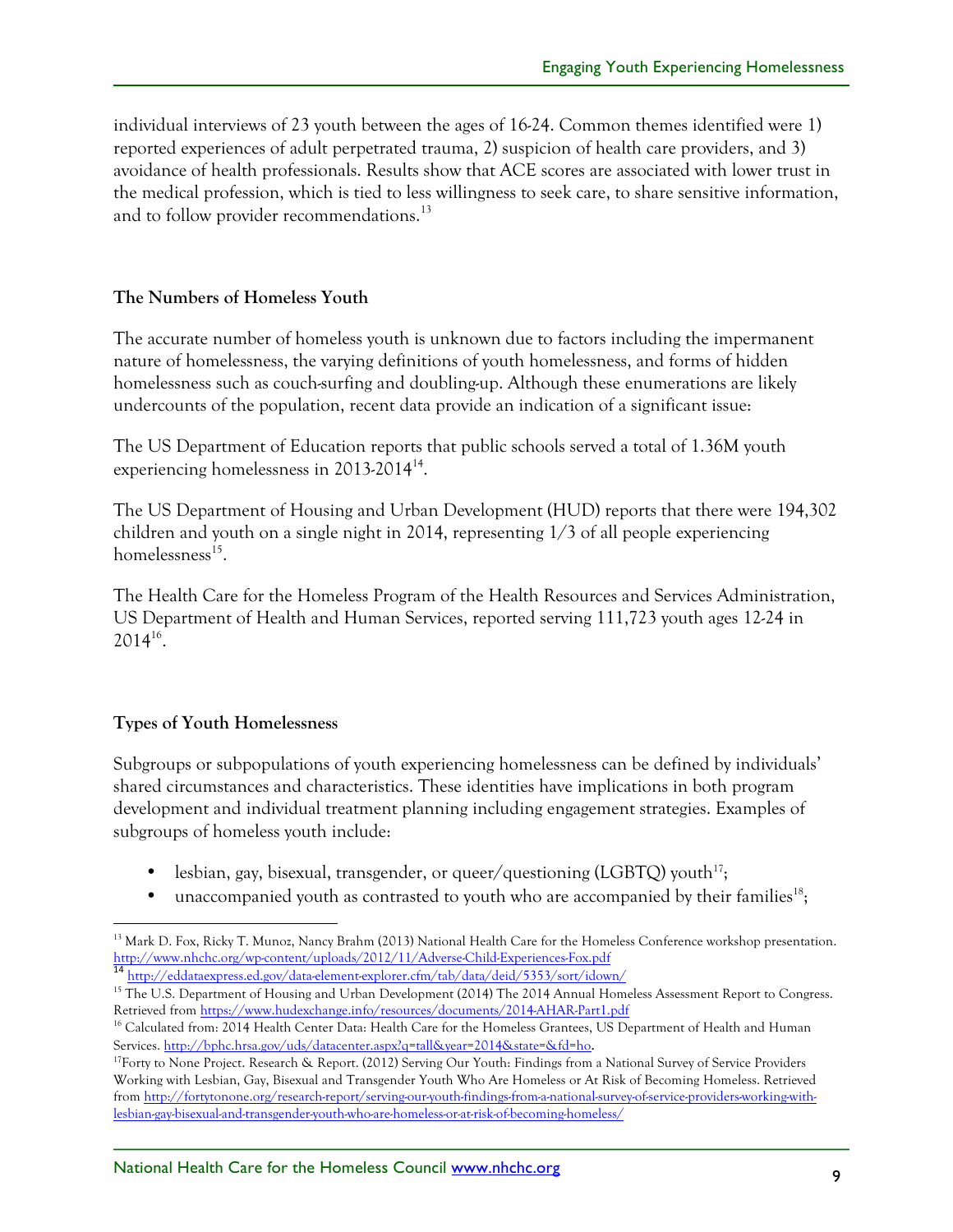individual interviews of 23 youth between the ages of 16-24. Common themes identified were 1) reported experiences of adult perpetrated trauma, 2) suspicion of health care providers, and 3) avoidance of health professionals. Results show that ACE scores are associated with lower trust in the medical profession, which is tied to less willingness to seek care, to share sensitive information, and to follow provider recommendations.[13]

**The Numbers of Homeless Youth**

The accurate number of homeless youth is unknown due to factors including the impermanent nature of homelessness, the varying definitions of youth homelessness, and forms of hidden homelessness such as couch-surfing and doubling-up. Although these enumerations are likely undercounts of the population, recent data provide an indication of a significant issue:

The US Department of Education reports that public schools served a total of 1.36M youth experiencing homelessness in 2013-2014[14].

The US Department of Housing and Urban Development (HUD) reports that there were 194,302 children and youth on a single night in 2014, representing 1/3 of all people experiencing homelessness[15].

The Health Care for the Homeless Program of the Health Resources and Services Administration, US Department of Health and Human Services, reported serving 111,723 youth ages 12-24 in 2014[16].

**Types of Youth Homelessness**

Subgroups or subpopulations of youth experiencing homelessness can be defined by individuals' shared circumstances and characteristics. These identities have implications in both program development and individual treatment planning including engagement strategies. Examples of subgroups of homeless youth include:

- lesbian, gay, bisexual, transgender, or queer/questioning (LGBTQ) youth[17];
- unaccompanied youth as contrasted to youth who are accompanied by their families[18];

---

[13] Mark D. Fox, Ricky T. Munoz, Nancy Brahm (2013) National Health Care for the Homeless Conference workshop presentation. http://www.nhchc.org/wp-content/uploads/2012/11/Adverse-Child-Experiences-Fox.pdf

[14] http://eddataexpress.ed.gov/data-element-explorer.cfm/tab/data/deid/5353/sort/idown/

[15] The U.S. Department of Housing and Urban Development (2014) The 2014 Annual Homeless Assessment Report to Congress. Retrieved from https://www.hudexchange.info/resources/documents/2014-AHAR-Part1.pdf

[16] Calculated from: 2014 Health Center Data: Health Care for the Homeless Grantees, US Department of Health and Human Services. http://bphc.hrsa.gov/uds/datacenter.aspx?q=tall&year=2014&state=&fd=ho.

[17] Forty to None Project. Research & Report. (2012) Serving Our Youth: Findings from a National Survey of Service Providers Working with Lesbian, Gay, Bisexual and Transgender Youth Who Are Homeless or At Risk of Becoming Homeless. Retrieved from http://fortytonone.org/research-report/serving-our-youth-findings-from-a-national-survey-of-service-providers-working-with-lesbian-gay-bisexual-and-transgender-youth-who-are-homeless-or-at-risk-of-becoming-homeless/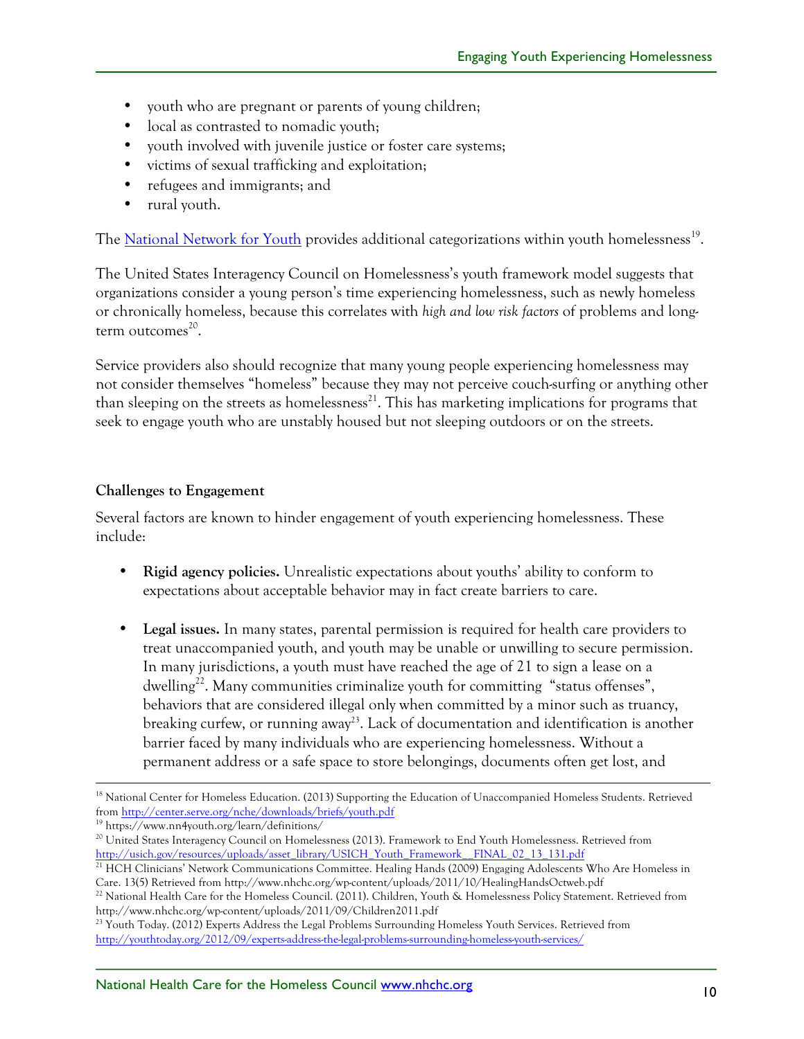- youth who are pregnant or parents of young children;
- local as contrasted to nomadic youth;
- youth involved with juvenile justice or foster care systems;
- victims of sexual trafficking and exploitation;
- refugees and immigrants; and
- rural youth.

The [National Network for Youth](https://www.nn4youth.org/learn/definitions/) provides additional categorizations within youth homelessness[19].

The United States Interagency Council on Homelessness's youth framework model suggests that organizations consider a young person's time experiencing homelessness, such as newly homeless or chronically homeless, because this correlates with *high and low risk factors* of problems and long-term outcomes[20].

Service providers also should recognize that many young people experiencing homelessness may not consider themselves "homeless" because they may not perceive couch-surfing or anything other than sleeping on the streets as homelessness[21]. This has marketing implications for programs that seek to engage youth who are unstably housed but not sleeping outdoors or on the streets.

**Challenges to Engagement**

Several factors are known to hinder engagement of youth experiencing homelessness. These include:

- **Rigid agency policies.** Unrealistic expectations about youths' ability to conform to expectations about acceptable behavior may in fact create barriers to care.

- **Legal issues.** In many states, parental permission is required for health care providers to treat unaccompanied youth, and youth may be unable or unwilling to secure permission. In many jurisdictions, a youth must have reached the age of 21 to sign a lease on a dwelling[22]. Many communities criminalize youth for committing "status offenses", behaviors that are considered illegal only when committed by a minor such as truancy, breaking curfew, or running away[23]. Lack of documentation and identification is another barrier faced by many individuals who are experiencing homelessness. Without a permanent address or a safe space to store belongings, documents often get lost, and

---

[18] National Center for Homeless Education. (2013) Supporting the Education of Unaccompanied Homeless Students. Retrieved from http://center.serve.org/nche/downloads/briefs/youth.pdf

[19] https://www.nn4youth.org/learn/definitions/

[20] United States Interagency Council on Homelessness (2013). Framework to End Youth Homelessness. Retrieved from http://usich.gov/resources/uploads/asset_library/USICH_Youth_Framework__FINAL_02_13_131.pdf

[21] HCH Clinicians' Network Communications Committee. Healing Hands (2009) Engaging Adolescents Who Are Homeless in Care. 13(5) Retrieved from http://www.nhchc.org/wp-content/uploads/2011/10/HealingHandsOctweb.pdf

[22] National Health Care for the Homeless Council. (2011). Children, Youth & Homelessness Policy Statement. Retrieved from http://www.nhchc.org/wp-content/uploads/2011/09/Children2011.pdf

[23] Youth Today. (2012) Experts Address the Legal Problems Surrounding Homeless Youth Services. Retrieved from http://youthtoday.org/2012/09/experts-address-the-legal-problems-surrounding-homeless-youth-services/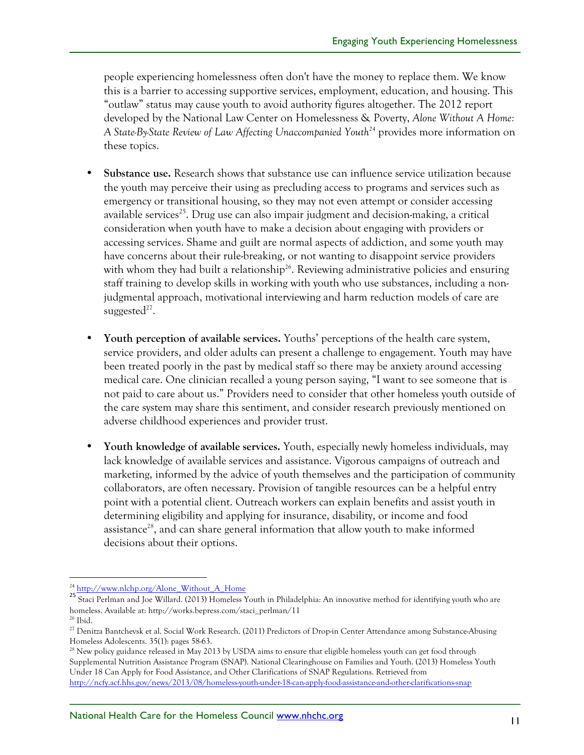people experiencing homelessness often don't have the money to replace them. We know this is a barrier to accessing supportive services, employment, education, and housing. This "outlaw" status may cause youth to avoid authority figures altogether. The 2012 report developed by the National Law Center on Homelessness & Poverty, *Alone Without A Home: A State-By-State Review of Law Affecting Unaccompanied Youth*[24] provides more information on these topics.

- **Substance use.** Research shows that substance use can influence service utilization because the youth may perceive their using as precluding access to programs and services such as emergency or transitional housing, so they may not even attempt or consider accessing available services[25]. Drug use can also impair judgment and decision-making, a critical consideration when youth have to make a decision about engaging with providers or accessing services. Shame and guilt are normal aspects of addiction, and some youth may have concerns about their rule-breaking, or not wanting to disappoint service providers with whom they had built a relationship[26]. Reviewing administrative policies and ensuring staff training to develop skills in working with youth who use substances, including a non-judgmental approach, motivational interviewing and harm reduction models of care are suggested[27].

- **Youth perception of available services.** Youths' perceptions of the health care system, service providers, and older adults can present a challenge to engagement. Youth may have been treated poorly in the past by medical staff so there may be anxiety around accessing medical care. One clinician recalled a young person saying, "I want to see someone that is not paid to care about us." Providers need to consider that other homeless youth outside of the care system may share this sentiment, and consider research previously mentioned on adverse childhood experiences and provider trust.

- **Youth knowledge of available services.** Youth, especially newly homeless individuals, may lack knowledge of available services and assistance. Vigorous campaigns of outreach and marketing, informed by the advice of youth themselves and the participation of community collaborators, are often necessary. Provision of tangible resources can be a helpful entry point with a potential client. Outreach workers can explain benefits and assist youth in determining eligibility and applying for insurance, disability, or income and food assistance[28], and can share general information that allow youth to make informed decisions about their options.

---

[24] http://www.nlchp.org/Alone_Without_A_Home

[25] Staci Perlman and Joe Willard. (2013) Homeless Youth in Philadelphia: An innovative method for identifying youth who are homeless. Available at: http://works.bepress.com/staci_perlman/11

[26] Ibid.

[27] Denitza Bantchevsk et al. Social Work Research. (2011) Predictors of Drop-in Center Attendance among Substance-Abusing Homeless Adolescents. 35(1): pages 58-63.

[28] New policy guidance released in May 2013 by USDA aims to ensure that eligible homeless youth can get food through Supplemental Nutrition Assistance Program (SNAP). National Clearinghouse on Families and Youth. (2013) Homeless Youth Under 18 Can Apply for Food Assistance, and Other Clarifications of SNAP Regulations. Retrieved from http://ncfy.acf.hhs.gov/news/2013/08/homeless-youth-under-18-can-apply-food-assistance-and-other-clarifications-snap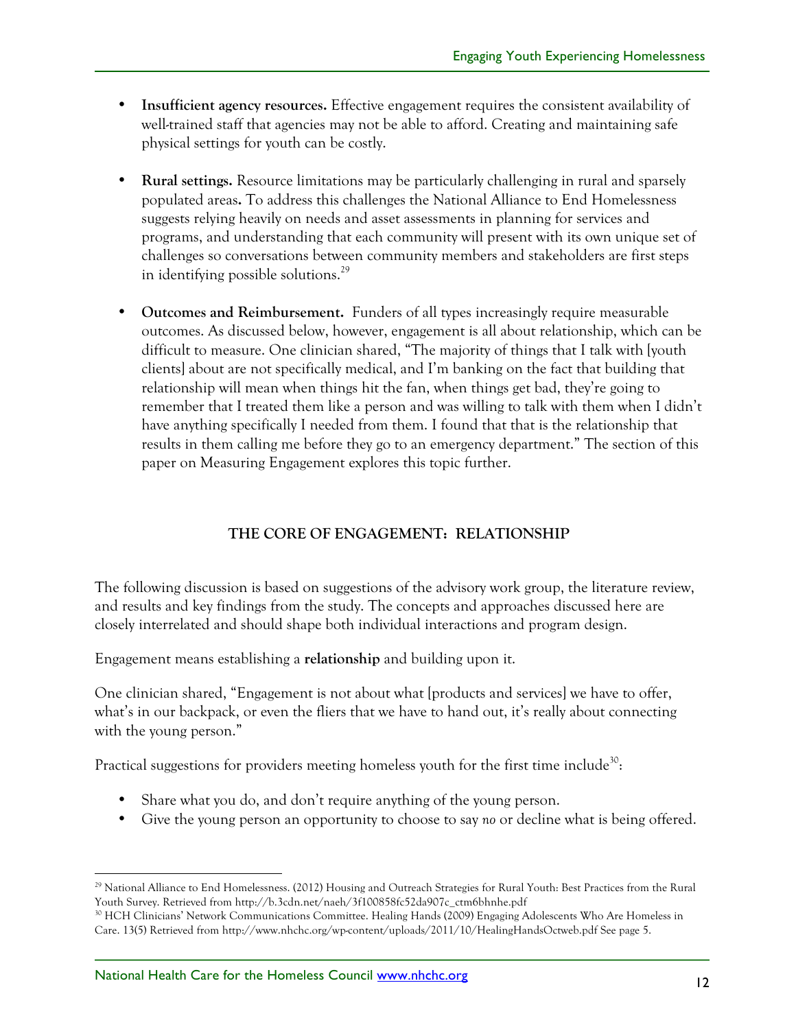- **Insufficient agency resources.** Effective engagement requires the consistent availability of well-trained staff that agencies may not be able to afford. Creating and maintaining safe physical settings for youth can be costly.

- **Rural settings.** Resource limitations may be particularly challenging in rural and sparsely populated areas**.** To address this challenges the National Alliance to End Homelessness suggests relying heavily on needs and asset assessments in planning for services and programs, and understanding that each community will present with its own unique set of challenges so conversations between community members and stakeholders are first steps in identifying possible solutions.[29]

- **Outcomes and Reimbursement.** Funders of all types increasingly require measurable outcomes. As discussed below, however, engagement is all about relationship, which can be difficult to measure. One clinician shared, "The majority of things that I talk with [youth clients] about are not specifically medical, and I'm banking on the fact that building that relationship will mean when things hit the fan, when things get bad, they're going to remember that I treated them like a person and was willing to talk with them when I didn't have anything specifically I needed from them. I found that that is the relationship that results in them calling me before they go to an emergency department." The section of this paper on Measuring Engagement explores this topic further.

## THE CORE OF ENGAGEMENT: RELATIONSHIP

The following discussion is based on suggestions of the advisory work group, the literature review, and results and key findings from the study. The concepts and approaches discussed here are closely interrelated and should shape both individual interactions and program design.

Engagement means establishing a **relationship** and building upon it.

One clinician shared, "Engagement is not about what [products and services] we have to offer, what's in our backpack, or even the fliers that we have to hand out, it's really about connecting with the young person."

Practical suggestions for providers meeting homeless youth for the first time include[30]:

- Share what you do, and don't require anything of the young person.
- Give the young person an opportunity to choose to say *no* or decline what is being offered.

---

[29] National Alliance to End Homelessness. (2012) Housing and Outreach Strategies for Rural Youth: Best Practices from the Rural Youth Survey. Retrieved from http://b.3cdn.net/naeh/3f100858fc52da907c_ctm6bhnhe.pdf

[30] HCH Clinicians' Network Communications Committee. Healing Hands (2009) Engaging Adolescents Who Are Homeless in Care. 13(5) Retrieved from http://www.nhchc.org/wp-content/uploads/2011/10/HealingHandsOctweb.pdf See page 5.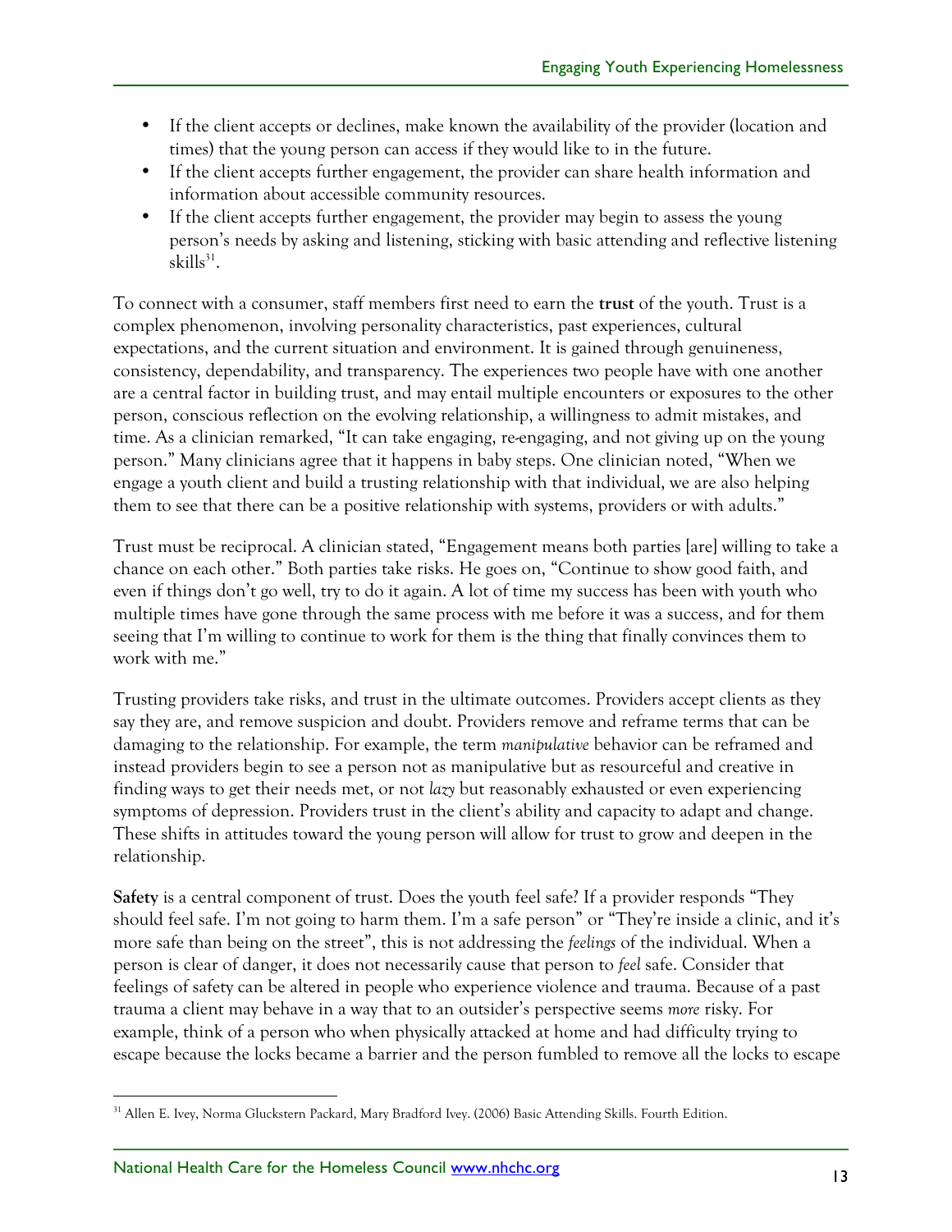- If the client accepts or declines, make known the availability of the provider (location and times) that the young person can access if they would like to in the future.
- If the client accepts further engagement, the provider can share health information and information about accessible community resources.
- If the client accepts further engagement, the provider may begin to assess the young person's needs by asking and listening, sticking with basic attending and reflective listening skills[31].

To connect with a consumer, staff members first need to earn the **trust** of the youth. Trust is a complex phenomenon, involving personality characteristics, past experiences, cultural expectations, and the current situation and environment. It is gained through genuineness, consistency, dependability, and transparency. The experiences two people have with one another are a central factor in building trust, and may entail multiple encounters or exposures to the other person, conscious reflection on the evolving relationship, a willingness to admit mistakes, and time. As a clinician remarked, "It can take engaging, re-engaging, and not giving up on the young person." Many clinicians agree that it happens in baby steps. One clinician noted, "When we engage a youth client and build a trusting relationship with that individual, we are also helping them to see that there can be a positive relationship with systems, providers or with adults."

Trust must be reciprocal. A clinician stated, "Engagement means both parties [are] willing to take a chance on each other." Both parties take risks. He goes on, "Continue to show good faith, and even if things don't go well, try to do it again. A lot of time my success has been with youth who multiple times have gone through the same process with me before it was a success, and for them seeing that I'm willing to continue to work for them is the thing that finally convinces them to work with me."

Trusting providers take risks, and trust in the ultimate outcomes. Providers accept clients as they say they are, and remove suspicion and doubt. Providers remove and reframe terms that can be damaging to the relationship. For example, the term *manipulative* behavior can be reframed and instead providers begin to see a person not as manipulative but as resourceful and creative in finding ways to get their needs met, or not *lazy* but reasonably exhausted or even experiencing symptoms of depression. Providers trust in the client's ability and capacity to adapt and change. These shifts in attitudes toward the young person will allow for trust to grow and deepen in the relationship.

**Safety** is a central component of trust. Does the youth feel safe? If a provider responds "They should feel safe. I'm not going to harm them. I'm a safe person" or "They're inside a clinic, and it's more safe than being on the street", this is not addressing the *feelings* of the individual. When a person is clear of danger, it does not necessarily cause that person to *feel* safe. Consider that feelings of safety can be altered in people who experience violence and trauma. Because of a past trauma a client may behave in a way that to an outsider's perspective seems *more* risky. For example, think of a person who when physically attacked at home and had difficulty trying to escape because the locks became a barrier and the person fumbled to remove all the locks to escape

---

[31] Allen E. Ivey, Norma Gluckstern Packard, Mary Bradford Ivey. (2006) Basic Attending Skills. Fourth Edition.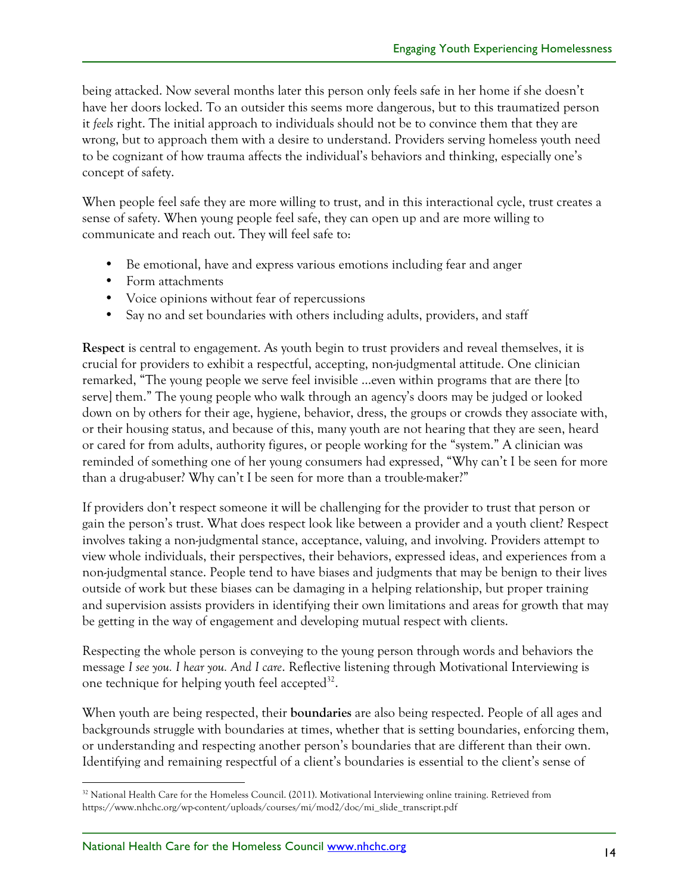being attacked. Now several months later this person only feels safe in her home if she doesn't have her doors locked. To an outsider this seems more dangerous, but to this traumatized person it *feels* right. The initial approach to individuals should not be to convince them that they are wrong, but to approach them with a desire to understand. Providers serving homeless youth need to be cognizant of how trauma affects the individual's behaviors and thinking, especially one's concept of safety.

When people feel safe they are more willing to trust, and in this interactional cycle, trust creates a sense of safety. When young people feel safe, they can open up and are more willing to communicate and reach out. They will feel safe to:

- Be emotional, have and express various emotions including fear and anger
- Form attachments
- Voice opinions without fear of repercussions
- Say no and set boundaries with others including adults, providers, and staff

**Respect** is central to engagement. As youth begin to trust providers and reveal themselves, it is crucial for providers to exhibit a respectful, accepting, non-judgmental attitude. One clinician remarked, "The young people we serve feel invisible …even within programs that are there [to serve] them." The young people who walk through an agency's doors may be judged or looked down on by others for their age, hygiene, behavior, dress, the groups or crowds they associate with, or their housing status, and because of this, many youth are not hearing that they are seen, heard or cared for from adults, authority figures, or people working for the "system." A clinician was reminded of something one of her young consumers had expressed, "Why can't I be seen for more than a drug-abuser? Why can't I be seen for more than a trouble-maker?"

If providers don't respect someone it will be challenging for the provider to trust that person or gain the person's trust. What does respect look like between a provider and a youth client? Respect involves taking a non-judgmental stance, acceptance, valuing, and involving. Providers attempt to view whole individuals, their perspectives, their behaviors, expressed ideas, and experiences from a non-judgmental stance. People tend to have biases and judgments that may be benign to their lives outside of work but these biases can be damaging in a helping relationship, but proper training and supervision assists providers in identifying their own limitations and areas for growth that may be getting in the way of engagement and developing mutual respect with clients.

Respecting the whole person is conveying to the young person through words and behaviors the message *I see you. I hear you. And I care*. Reflective listening through Motivational Interviewing is one technique for helping youth feel accepted[32].

When youth are being respected, their **boundaries** are also being respected. People of all ages and backgrounds struggle with boundaries at times, whether that is setting boundaries, enforcing them, or understanding and respecting another person's boundaries that are different than their own. Identifying and remaining respectful of a client's boundaries is essential to the client's sense of

[32] National Health Care for the Homeless Council. (2011). Motivational Interviewing online training. Retrieved from https://www.nhchc.org/wp-content/uploads/courses/mi/mod2/doc/mi_slide_transcript.pdf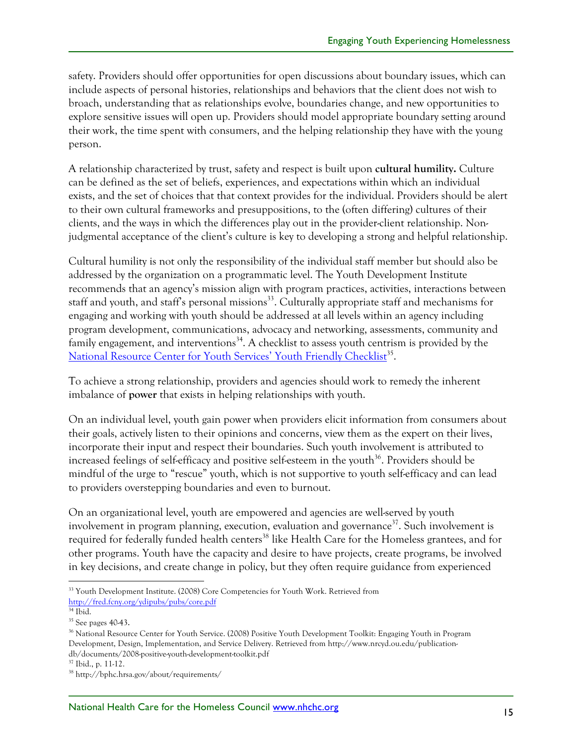safety. Providers should offer opportunities for open discussions about boundary issues, which can include aspects of personal histories, relationships and behaviors that the client does not wish to broach, understanding that as relationships evolve, boundaries change, and new opportunities to explore sensitive issues will open up. Providers should model appropriate boundary setting around their work, the time spent with consumers, and the helping relationship they have with the young person.

A relationship characterized by trust, safety and respect is built upon **cultural humility.** Culture can be defined as the set of beliefs, experiences, and expectations within which an individual exists, and the set of choices that that context provides for the individual. Providers should be alert to their own cultural frameworks and presuppositions, to the (often differing) cultures of their clients, and the ways in which the differences play out in the provider-client relationship. Non-judgmental acceptance of the client's culture is key to developing a strong and helpful relationship.

Cultural humility is not only the responsibility of the individual staff member but should also be addressed by the organization on a programmatic level. The Youth Development Institute recommends that an agency's mission align with program practices, activities, interactions between staff and youth, and staff's personal missions[33]. Culturally appropriate staff and mechanisms for engaging and working with youth should be addressed at all levels within an agency including program development, communications, advocacy and networking, assessments, community and family engagement, and interventions[34]. A checklist to assess youth centrism is provided by the [National Resource Center for Youth Services' Youth Friendly Checklist][35].

To achieve a strong relationship, providers and agencies should work to remedy the inherent imbalance of **power** that exists in helping relationships with youth.

On an individual level, youth gain power when providers elicit information from consumers about their goals, actively listen to their opinions and concerns, view them as the expert on their lives, incorporate their input and respect their boundaries. Such youth involvement is attributed to increased feelings of self-efficacy and positive self-esteem in the youth[36]. Providers should be mindful of the urge to "rescue" youth, which is not supportive to youth self-efficacy and can lead to providers overstepping boundaries and even to burnout.

On an organizational level, youth are empowered and agencies are well-served by youth involvement in program planning, execution, evaluation and governance[37]. Such involvement is required for federally funded health centers[38] like Health Care for the Homeless grantees, and for other programs. Youth have the capacity and desire to have projects, create programs, be involved in key decisions, and create change in policy, but they often require guidance from experienced

---

[33] Youth Development Institute. (2008) Core Competencies for Youth Work. Retrieved from http://fred.fcny.org/ydipubs/pubs/core.pdf

[34] Ibid.

[35] See pages 40-43.

[36] National Resource Center for Youth Service. (2008) Positive Youth Development Toolkit: Engaging Youth in Program Development, Design, Implementation, and Service Delivery. Retrieved from http://www.nrcyd.ou.edu/publication-db/documents/2008-positive-youth-development-toolkit.pdf

[37] Ibid., p. 11-12.

[38] http://bphc.hrsa.gov/about/requirements/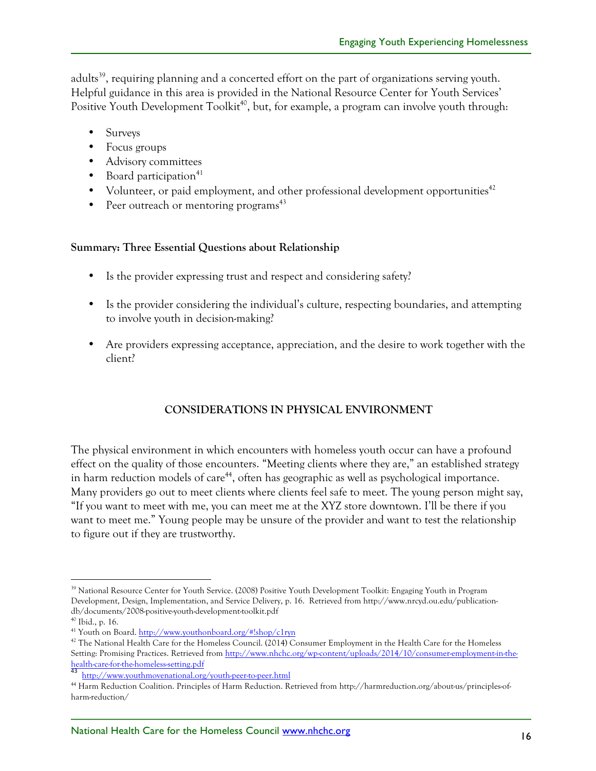adults[39], requiring planning and a concerted effort on the part of organizations serving youth. Helpful guidance in this area is provided in the National Resource Center for Youth Services' Positive Youth Development Toolkit[40], but, for example, a program can involve youth through:

- Surveys
- Focus groups
- Advisory committees
- Board participation[41]
- Volunteer, or paid employment, and other professional development opportunities[42]
- Peer outreach or mentoring programs[43]

**Summary: Three Essential Questions about Relationship**

- Is the provider expressing trust and respect and considering safety?
- Is the provider considering the individual's culture, respecting boundaries, and attempting to involve youth in decision-making?
- Are providers expressing acceptance, appreciation, and the desire to work together with the client?

## CONSIDERATIONS IN PHYSICAL ENVIRONMENT

The physical environment in which encounters with homeless youth occur can have a profound effect on the quality of those encounters. "Meeting clients where they are," an established strategy in harm reduction models of care[44], often has geographic as well as psychological importance. Many providers go out to meet clients where clients feel safe to meet. The young person might say, "If you want to meet with me, you can meet me at the XYZ store downtown. I'll be there if you want to meet me." Young people may be unsure of the provider and want to test the relationship to figure out if they are trustworthy.

---

[39] National Resource Center for Youth Service. (2008) Positive Youth Development Toolkit: Engaging Youth in Program Development, Design, Implementation, and Service Delivery, p. 16. Retrieved from http://www.nrcyd.ou.edu/publication-db/documents/2008-positive-youth-development-toolkit.pdf

[40] Ibid., p. 16.

[41] Youth on Board. http://www.youthonboard.org/#!shop/c1ryn

[42] The National Health Care for the Homeless Council. (2014) Consumer Employment in the Health Care for the Homeless Setting: Promising Practices. Retrieved from http://www.nhchc.org/wp-content/uploads/2014/10/consumer-employment-in-the-health-care-for-the-homeless-setting.pdf

[43] http://www.youthmovenational.org/youth-peer-to-peer.html

[44] Harm Reduction Coalition. Principles of Harm Reduction. Retrieved from http://harmreduction.org/about-us/principles-of-harm-reduction/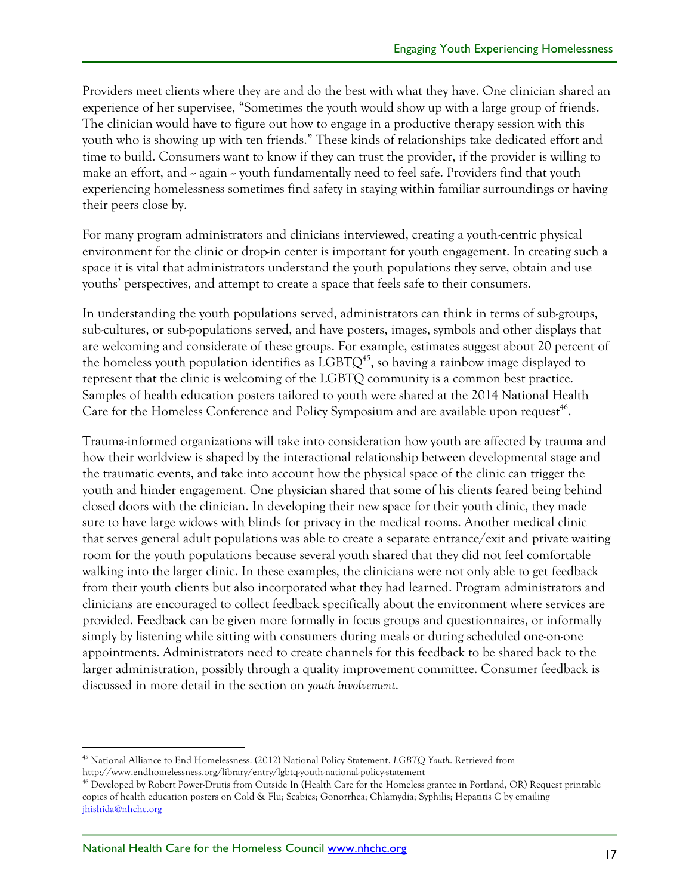Providers meet clients where they are and do the best with what they have. One clinician shared an experience of her supervisee, "Sometimes the youth would show up with a large group of friends. The clinician would have to figure out how to engage in a productive therapy session with this youth who is showing up with ten friends." These kinds of relationships take dedicated effort and time to build. Consumers want to know if they can trust the provider, if the provider is willing to make an effort, and -- again -- youth fundamentally need to feel safe. Providers find that youth experiencing homelessness sometimes find safety in staying within familiar surroundings or having their peers close by.

For many program administrators and clinicians interviewed, creating a youth-centric physical environment for the clinic or drop-in center is important for youth engagement. In creating such a space it is vital that administrators understand the youth populations they serve, obtain and use youths' perspectives, and attempt to create a space that feels safe to their consumers.

In understanding the youth populations served, administrators can think in terms of sub-groups, sub-cultures, or sub-populations served, and have posters, images, symbols and other displays that are welcoming and considerate of these groups. For example, estimates suggest about 20 percent of the homeless youth population identifies as LGBTQ[45], so having a rainbow image displayed to represent that the clinic is welcoming of the LGBTQ community is a common best practice. Samples of health education posters tailored to youth were shared at the 2014 National Health Care for the Homeless Conference and Policy Symposium and are available upon request[46].

Trauma-informed organizations will take into consideration how youth are affected by trauma and how their worldview is shaped by the interactional relationship between developmental stage and the traumatic events, and take into account how the physical space of the clinic can trigger the youth and hinder engagement. One physician shared that some of his clients feared being behind closed doors with the clinician. In developing their new space for their youth clinic, they made sure to have large widows with blinds for privacy in the medical rooms. Another medical clinic that serves general adult populations was able to create a separate entrance/exit and private waiting room for the youth populations because several youth shared that they did not feel comfortable walking into the larger clinic. In these examples, the clinicians were not only able to get feedback from their youth clients but also incorporated what they had learned. Program administrators and clinicians are encouraged to collect feedback specifically about the environment where services are provided. Feedback can be given more formally in focus groups and questionnaires, or informally simply by listening while sitting with consumers during meals or during scheduled one-on-one appointments. Administrators need to create channels for this feedback to be shared back to the larger administration, possibly through a quality improvement committee. Consumer feedback is discussed in more detail in the section on *youth involvement*.

---

[45] National Alliance to End Homelessness. (2012) National Policy Statement. *LGBTQ Youth*. Retrieved from http://www.endhomelessness.org/library/entry/lgbtq-youth-national-policy-statement

[46] Developed by Robert Power-Drutis from Outside In (Health Care for the Homeless grantee in Portland, OR) Request printable copies of health education posters on Cold & Flu; Scabies; Gonorrhea; Chlamydia; Syphilis; Hepatitis C by emailing jhishida@nhchc.org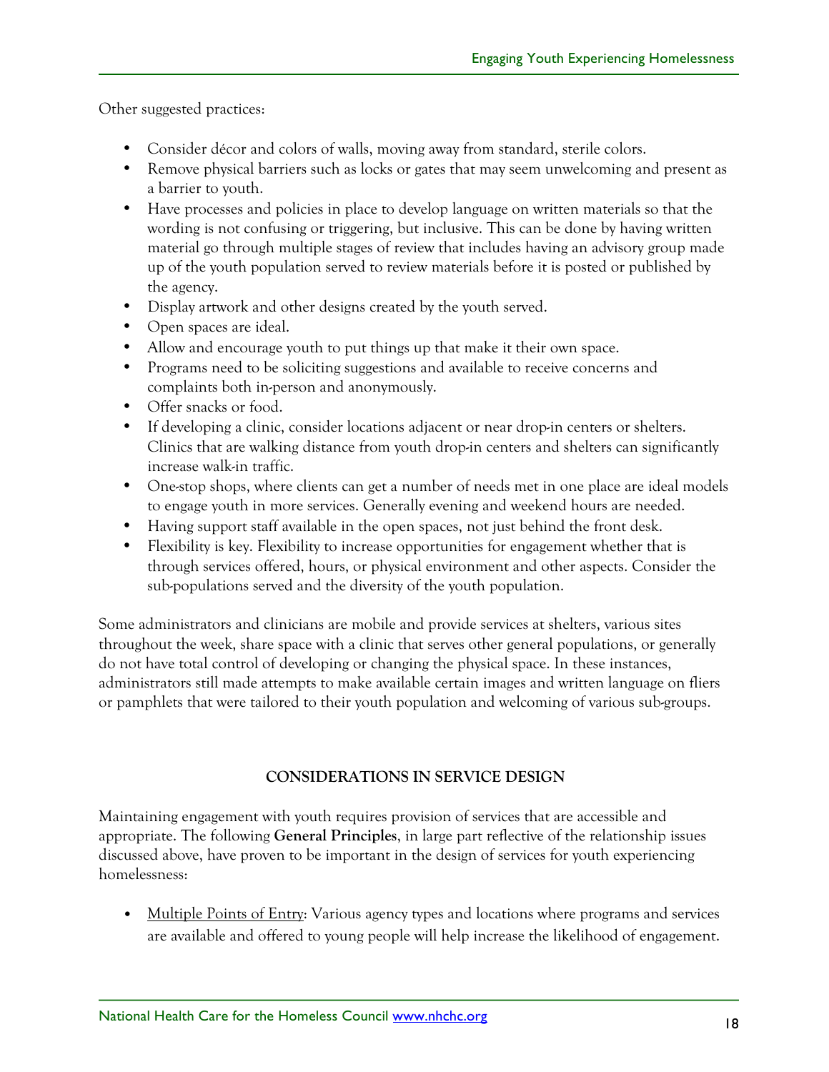Other suggested practices:

- Consider décor and colors of walls, moving away from standard, sterile colors.
- Remove physical barriers such as locks or gates that may seem unwelcoming and present as a barrier to youth.
- Have processes and policies in place to develop language on written materials so that the wording is not confusing or triggering, but inclusive. This can be done by having written material go through multiple stages of review that includes having an advisory group made up of the youth population served to review materials before it is posted or published by the agency.
- Display artwork and other designs created by the youth served.
- Open spaces are ideal.
- Allow and encourage youth to put things up that make it their own space.
- Programs need to be soliciting suggestions and available to receive concerns and complaints both in-person and anonymously.
- Offer snacks or food.
- If developing a clinic, consider locations adjacent or near drop-in centers or shelters. Clinics that are walking distance from youth drop-in centers and shelters can significantly increase walk-in traffic.
- One-stop shops, where clients can get a number of needs met in one place are ideal models to engage youth in more services. Generally evening and weekend hours are needed.
- Having support staff available in the open spaces, not just behind the front desk.
- Flexibility is key. Flexibility to increase opportunities for engagement whether that is through services offered, hours, or physical environment and other aspects. Consider the sub-populations served and the diversity of the youth population.

Some administrators and clinicians are mobile and provide services at shelters, various sites throughout the week, share space with a clinic that serves other general populations, or generally do not have total control of developing or changing the physical space. In these instances, administrators still made attempts to make available certain images and written language on fliers or pamphlets that were tailored to their youth population and welcoming of various sub-groups.

## CONSIDERATIONS IN SERVICE DESIGN

Maintaining engagement with youth requires provision of services that are accessible and appropriate. The following **General Principles**, in large part reflective of the relationship issues discussed above, have proven to be important in the design of services for youth experiencing homelessness:

- Multiple Points of Entry: Various agency types and locations where programs and services are available and offered to young people will help increase the likelihood of engagement.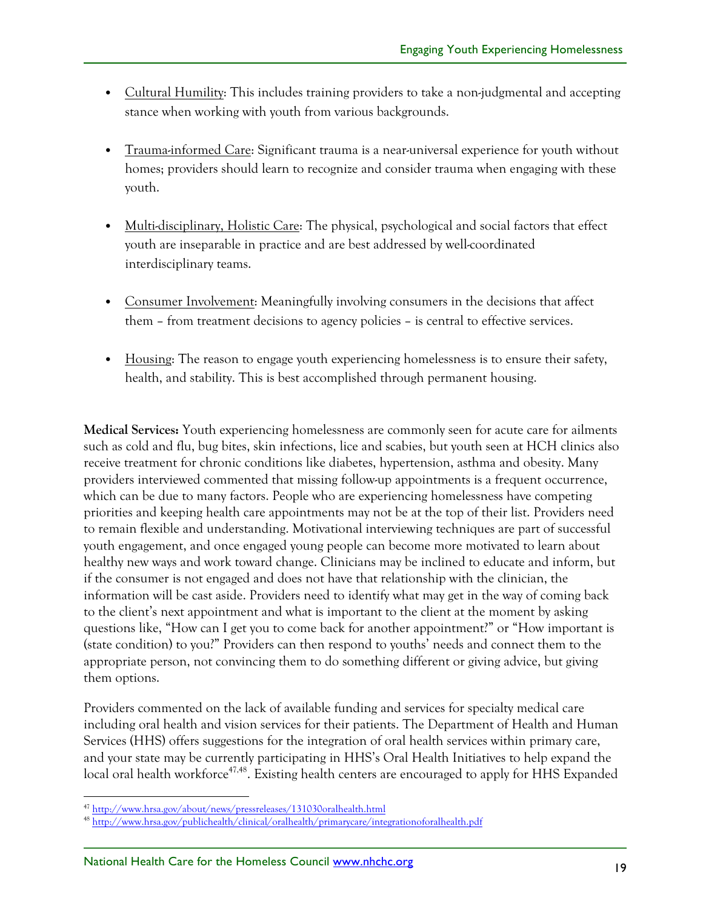- Cultural Humility: This includes training providers to take a non-judgmental and accepting stance when working with youth from various backgrounds.

- Trauma-informed Care: Significant trauma is a near-universal experience for youth without homes; providers should learn to recognize and consider trauma when engaging with these youth.

- Multi-disciplinary, Holistic Care: The physical, psychological and social factors that effect youth are inseparable in practice and are best addressed by well-coordinated interdisciplinary teams.

- Consumer Involvement: Meaningfully involving consumers in the decisions that affect them – from treatment decisions to agency policies – is central to effective services.

- Housing: The reason to engage youth experiencing homelessness is to ensure their safety, health, and stability. This is best accomplished through permanent housing.

**Medical Services:** Youth experiencing homelessness are commonly seen for acute care for ailments such as cold and flu, bug bites, skin infections, lice and scabies, but youth seen at HCH clinics also receive treatment for chronic conditions like diabetes, hypertension, asthma and obesity. Many providers interviewed commented that missing follow-up appointments is a frequent occurrence, which can be due to many factors. People who are experiencing homelessness have competing priorities and keeping health care appointments may not be at the top of their list. Providers need to remain flexible and understanding. Motivational interviewing techniques are part of successful youth engagement, and once engaged young people can become more motivated to learn about healthy new ways and work toward change. Clinicians may be inclined to educate and inform, but if the consumer is not engaged and does not have that relationship with the clinician, the information will be cast aside. Providers need to identify what may get in the way of coming back to the client's next appointment and what is important to the client at the moment by asking questions like, "How can I get you to come back for another appointment?" or "How important is (state condition) to you?" Providers can then respond to youths' needs and connect them to the appropriate person, not convincing them to do something different or giving advice, but giving them options.

Providers commented on the lack of available funding and services for specialty medical care including oral health and vision services for their patients. The Department of Health and Human Services (HHS) offers suggestions for the integration of oral health services within primary care, and your state may be currently participating in HHS's Oral Health Initiatives to help expand the local oral health workforce[47,48]. Existing health centers are encouraged to apply for HHS Expanded

[47] http://www.hrsa.gov/about/news/pressreleases/131030oralhealth.html

[48] http://www.hrsa.gov/publichealth/clinical/oralhealth/primarycare/integrationoforalhealth.pdf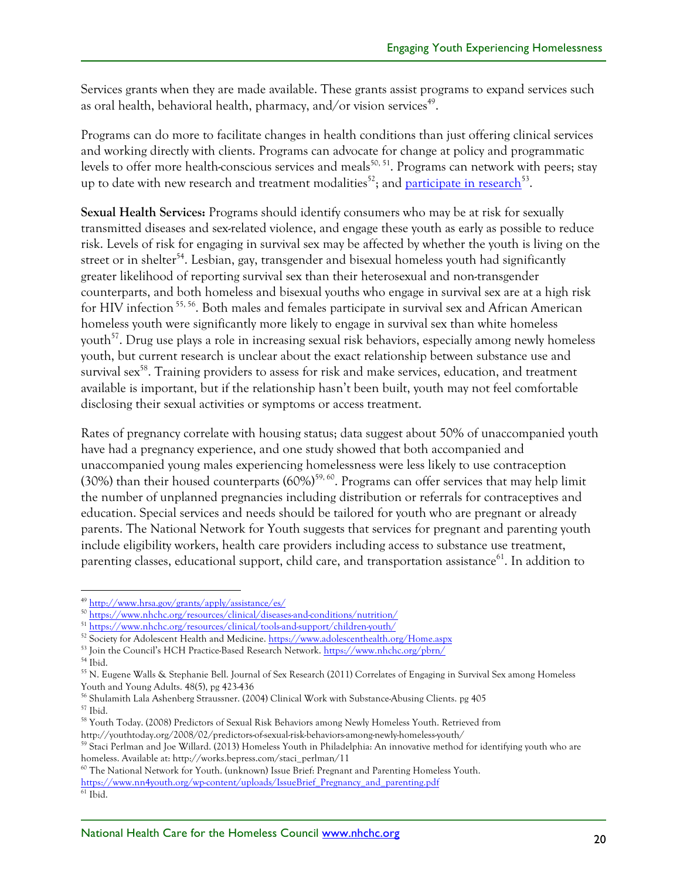Services grants when they are made available. These grants assist programs to expand services such as oral health, behavioral health, pharmacy, and/or vision services[49].

Programs can do more to facilitate changes in health conditions than just offering clinical services and working directly with clients. Programs can advocate for change at policy and programmatic levels to offer more health-conscious services and meals[50, 51]. Programs can network with peers; stay up to date with new research and treatment modalities[52]; and participate in research[53].

**Sexual Health Services:** Programs should identify consumers who may be at risk for sexually transmitted diseases and sex-related violence, and engage these youth as early as possible to reduce risk. Levels of risk for engaging in survival sex may be affected by whether the youth is living on the street or in shelter[54]. Lesbian, gay, transgender and bisexual homeless youth had significantly greater likelihood of reporting survival sex than their heterosexual and non-transgender counterparts, and both homeless and bisexual youths who engage in survival sex are at a high risk for HIV infection[55, 56]. Both males and females participate in survival sex and African American homeless youth were significantly more likely to engage in survival sex than white homeless youth[57]. Drug use plays a role in increasing sexual risk behaviors, especially among newly homeless youth, but current research is unclear about the exact relationship between substance use and survival sex[58]. Training providers to assess for risk and make services, education, and treatment available is important, but if the relationship hasn't been built, youth may not feel comfortable disclosing their sexual activities or symptoms or access treatment.

Rates of pregnancy correlate with housing status; data suggest about 50% of unaccompanied youth have had a pregnancy experience, and one study showed that both accompanied and unaccompanied young males experiencing homelessness were less likely to use contraception (30%) than their housed counterparts (60%)[59, 60]. Programs can offer services that may help limit the number of unplanned pregnancies including distribution or referrals for contraceptives and education. Special services and needs should be tailored for youth who are pregnant or already parents. The National Network for Youth suggests that services for pregnant and parenting youth include eligibility workers, health care providers including access to substance use treatment, parenting classes, educational support, child care, and transportation assistance[61]. In addition to

---

[49] http://www.hrsa.gov/grants/apply/assistance/es/
[50] https://www.nhchc.org/resources/clinical/diseases-and-conditions/nutrition/
[51] https://www.nhchc.org/resources/clinical/tools-and-support/children-youth/
[52] Society for Adolescent Health and Medicine. https://www.adolescenthealth.org/Home.aspx
[53] Join the Council's HCH Practice-Based Research Network. https://www.nhchc.org/pbrn/
[54] Ibid.
[55] N. Eugene Walls & Stephanie Bell. Journal of Sex Research (2011) Correlates of Engaging in Survival Sex among Homeless Youth and Young Adults. 48(5), pg 423-436
[56] Shulamith Lala Ashenberg Straussner. (2004) Clinical Work with Substance-Abusing Clients. pg 405
[57] Ibid.
[58] Youth Today. (2008) Predictors of Sexual Risk Behaviors among Newly Homeless Youth. Retrieved from http://youthtoday.org/2008/02/predictors-of-sexual-risk-behaviors-among-newly-homeless-youth/
[59] Staci Perlman and Joe Willard. (2013) Homeless Youth in Philadelphia: An innovative method for identifying youth who are homeless. Available at: http://works.bepress.com/staci_perlman/11
[60] The National Network for Youth. (unknown) Issue Brief: Pregnant and Parenting Homeless Youth. https://www.nn4youth.org/wp-content/uploads/IssueBrief_Pregnancy_and_parenting.pdf
[61] Ibid.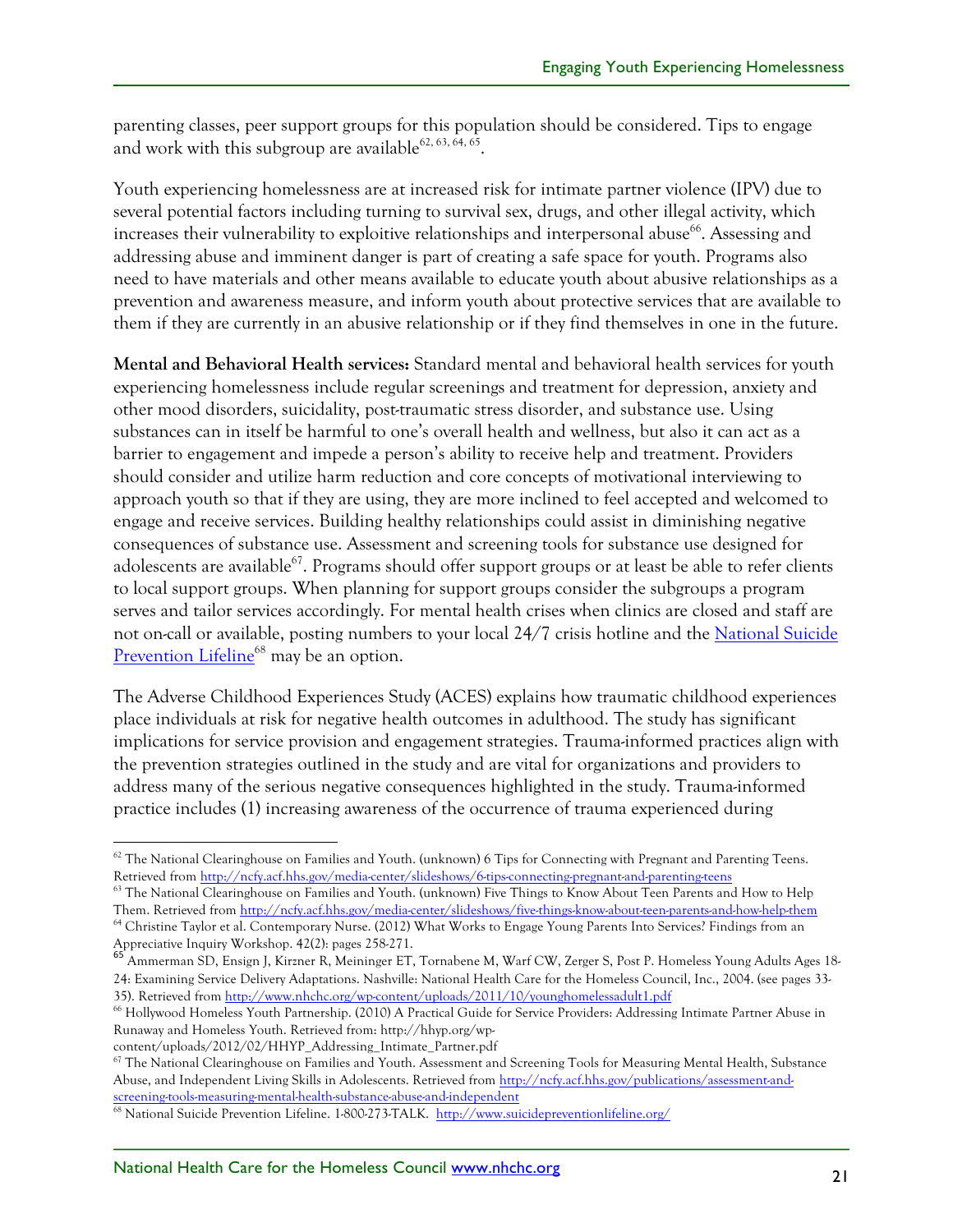parenting classes, peer support groups for this population should be considered. Tips to engage and work with this subgroup are available[62, 63, 64, 65].

Youth experiencing homelessness are at increased risk for intimate partner violence (IPV) due to several potential factors including turning to survival sex, drugs, and other illegal activity, which increases their vulnerability to exploitive relationships and interpersonal abuse[66]. Assessing and addressing abuse and imminent danger is part of creating a safe space for youth. Programs also need to have materials and other means available to educate youth about abusive relationships as a prevention and awareness measure, and inform youth about protective services that are available to them if they are currently in an abusive relationship or if they find themselves in one in the future.

**Mental and Behavioral Health services:** Standard mental and behavioral health services for youth experiencing homelessness include regular screenings and treatment for depression, anxiety and other mood disorders, suicidality, post-traumatic stress disorder, and substance use. Using substances can in itself be harmful to one's overall health and wellness, but also it can act as a barrier to engagement and impede a person's ability to receive help and treatment. Providers should consider and utilize harm reduction and core concepts of motivational interviewing to approach youth so that if they are using, they are more inclined to feel accepted and welcomed to engage and receive services. Building healthy relationships could assist in diminishing negative consequences of substance use. Assessment and screening tools for substance use designed for adolescents are available[67]. Programs should offer support groups or at least be able to refer clients to local support groups. When planning for support groups consider the subgroups a program serves and tailor services accordingly. For mental health crises when clinics are closed and staff are not on-call or available, posting numbers to your local 24/7 crisis hotline and the [National Suicide Prevention Lifeline](http://www.suicidepreventionlifeline.org/)[68] may be an option.

The Adverse Childhood Experiences Study (ACES) explains how traumatic childhood experiences place individuals at risk for negative health outcomes in adulthood. The study has significant implications for service provision and engagement strategies. Trauma-informed practices align with the prevention strategies outlined in the study and are vital for organizations and providers to address many of the serious negative consequences highlighted in the study. Trauma-informed practice includes (1) increasing awareness of the occurrence of trauma experienced during

---

[62] The National Clearinghouse on Families and Youth. (unknown) 6 Tips for Connecting with Pregnant and Parenting Teens. Retrieved from http://ncfy.acf.hhs.gov/media-center/slideshows/6-tips-connecting-pregnant-and-parenting-teens

[63] The National Clearinghouse on Families and Youth. (unknown) Five Things to Know About Teen Parents and How to Help Them. Retrieved from http://ncfy.acf.hhs.gov/media-center/slideshows/five-things-know-about-teen-parents-and-how-help-them

[64] Christine Taylor et al. Contemporary Nurse. (2012) What Works to Engage Young Parents Into Services? Findings from an Appreciative Inquiry Workshop. 42(2): pages 258-271.

[65] Ammerman SD, Ensign J, Kirzner R, Meininger ET, Tornabene M, Warf CW, Zerger S, Post P. Homeless Young Adults Ages 18-24: Examining Service Delivery Adaptations. Nashville: National Health Care for the Homeless Council, Inc., 2004. (see pages 33-35). Retrieved from http://www.nhchc.org/wp-content/uploads/2011/10/younghomelessadult1.pdf

[66] Hollywood Homeless Youth Partnership. (2010) A Practical Guide for Service Providers: Addressing Intimate Partner Abuse in Runaway and Homeless Youth. Retrieved from: http://hhyp.org/wp-content/uploads/2012/02/HHYP_Addressing_Intimate_Partner.pdf

[67] The National Clearinghouse on Families and Youth. Assessment and Screening Tools for Measuring Mental Health, Substance Abuse, and Independent Living Skills in Adolescents. Retrieved from http://ncfy.acf.hhs.gov/publications/assessment-and-screening-tools-measuring-mental-health-substance-abuse-and-independent

[68] National Suicide Prevention Lifeline. 1-800-273-TALK. http://www.suicidepreventionlifeline.org/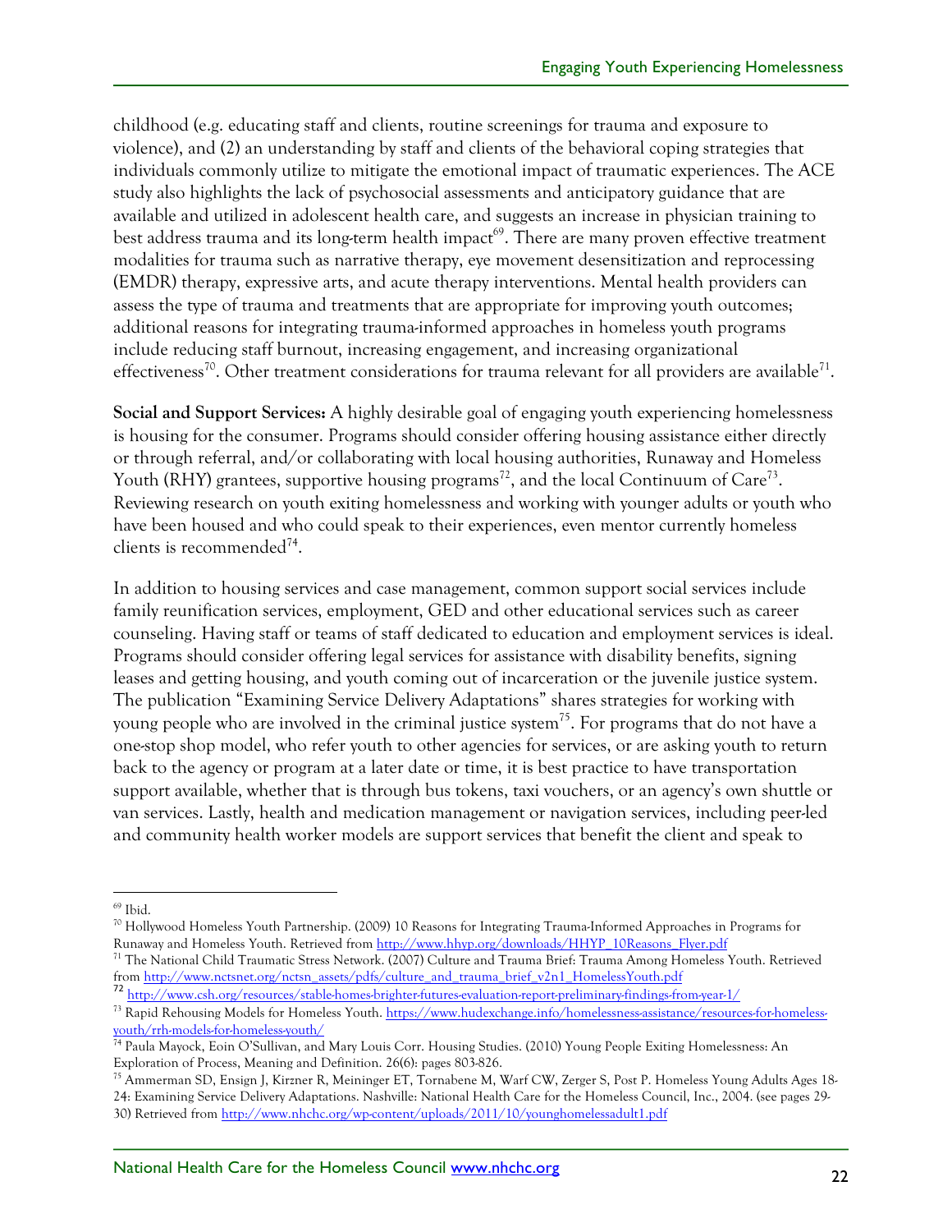childhood (e.g. educating staff and clients, routine screenings for trauma and exposure to violence), and (2) an understanding by staff and clients of the behavioral coping strategies that individuals commonly utilize to mitigate the emotional impact of traumatic experiences. The ACE study also highlights the lack of psychosocial assessments and anticipatory guidance that are available and utilized in adolescent health care, and suggests an increase in physician training to best address trauma and its long-term health impact[69]. There are many proven effective treatment modalities for trauma such as narrative therapy, eye movement desensitization and reprocessing (EMDR) therapy, expressive arts, and acute therapy interventions. Mental health providers can assess the type of trauma and treatments that are appropriate for improving youth outcomes; additional reasons for integrating trauma-informed approaches in homeless youth programs include reducing staff burnout, increasing engagement, and increasing organizational effectiveness[70]. Other treatment considerations for trauma relevant for all providers are available[71].

**Social and Support Services:** A highly desirable goal of engaging youth experiencing homelessness is housing for the consumer. Programs should consider offering housing assistance either directly or through referral, and/or collaborating with local housing authorities, Runaway and Homeless Youth (RHY) grantees, supportive housing programs[72], and the local Continuum of Care[73]. Reviewing research on youth exiting homelessness and working with younger adults or youth who have been housed and who could speak to their experiences, even mentor currently homeless clients is recommended[74].

In addition to housing services and case management, common support social services include family reunification services, employment, GED and other educational services such as career counseling. Having staff or teams of staff dedicated to education and employment services is ideal. Programs should consider offering legal services for assistance with disability benefits, signing leases and getting housing, and youth coming out of incarceration or the juvenile justice system. The publication "Examining Service Delivery Adaptations" shares strategies for working with young people who are involved in the criminal justice system[75]. For programs that do not have a one-stop shop model, who refer youth to other agencies for services, or are asking youth to return back to the agency or program at a later date or time, it is best practice to have transportation support available, whether that is through bus tokens, taxi vouchers, or an agency's own shuttle or van services. Lastly, health and medication management or navigation services, including peer-led and community health worker models are support services that benefit the client and speak to

---

[69] Ibid.

[70] Hollywood Homeless Youth Partnership. (2009) 10 Reasons for Integrating Trauma-Informed Approaches in Programs for Runaway and Homeless Youth. Retrieved from http://www.hhyp.org/downloads/HHYP_10Reasons_Flyer.pdf

[71] The National Child Traumatic Stress Network. (2007) Culture and Trauma Brief: Trauma Among Homeless Youth. Retrieved from http://www.nctsnet.org/nctsn_assets/pdfs/culture_and_trauma_brief_v2n1_HomelessYouth.pdf

[72] http://www.csh.org/resources/stable-homes-brighter-futures-evaluation-report-preliminary-findings-from-year-1/

[73] Rapid Rehousing Models for Homeless Youth. https://www.hudexchange.info/homelessness-assistance/resources-for-homeless-youth/rrh-models-for-homeless-youth/

[74] Paula Mayock, Eoin O'Sullivan, and Mary Louis Corr. Housing Studies. (2010) Young People Exiting Homelessness: An Exploration of Process, Meaning and Definition. 26(6): pages 803-826.

[75] Ammerman SD, Ensign J, Kirzner R, Meininger ET, Tornabene M, Warf CW, Zerger S, Post P. Homeless Young Adults Ages 18-24: Examining Service Delivery Adaptations. Nashville: National Health Care for the Homeless Council, Inc., 2004. (see pages 29-30) Retrieved from http://www.nhchc.org/wp-content/uploads/2011/10/younghomelessadult1.pdf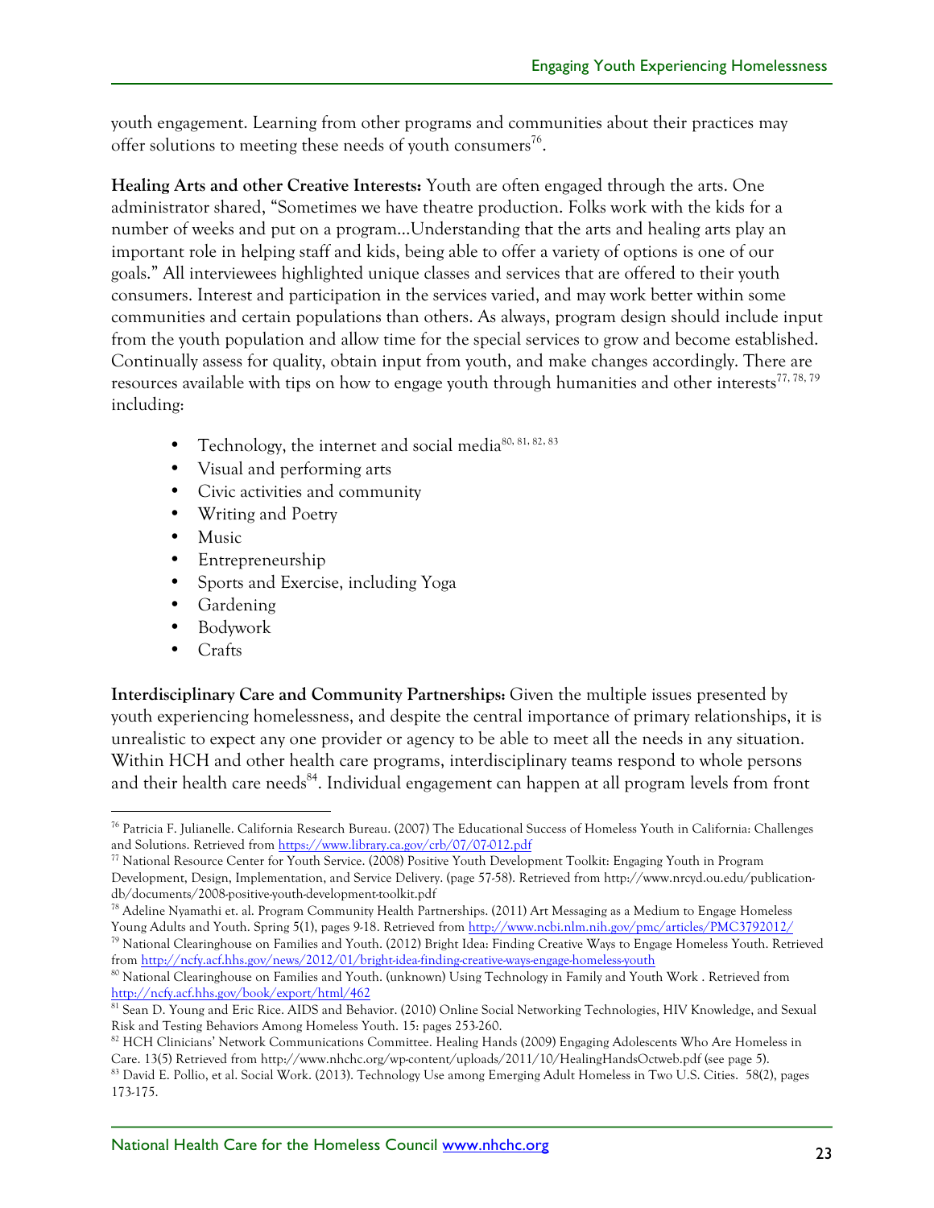youth engagement. Learning from other programs and communities about their practices may offer solutions to meeting these needs of youth consumers[76].

**Healing Arts and other Creative Interests:** Youth are often engaged through the arts. One administrator shared, "Sometimes we have theatre production. Folks work with the kids for a number of weeks and put on a program…Understanding that the arts and healing arts play an important role in helping staff and kids, being able to offer a variety of options is one of our goals." All interviewees highlighted unique classes and services that are offered to their youth consumers. Interest and participation in the services varied, and may work better within some communities and certain populations than others. As always, program design should include input from the youth population and allow time for the special services to grow and become established. Continually assess for quality, obtain input from youth, and make changes accordingly. There are resources available with tips on how to engage youth through humanities and other interests[77, 78, 79] including:

- Technology, the internet and social media[80, 81, 82, 83]
- Visual and performing arts
- Civic activities and community
- Writing and Poetry
- Music
- Entrepreneurship
- Sports and Exercise, including Yoga
- Gardening
- Bodywork
- Crafts

**Interdisciplinary Care and Community Partnerships:** Given the multiple issues presented by youth experiencing homelessness, and despite the central importance of primary relationships, it is unrealistic to expect any one provider or agency to be able to meet all the needs in any situation. Within HCH and other health care programs, interdisciplinary teams respond to whole persons and their health care needs[84]. Individual engagement can happen at all program levels from front

---

[76] Patricia F. Julianelle. California Research Bureau. (2007) The Educational Success of Homeless Youth in California: Challenges and Solutions. Retrieved from https://www.library.ca.gov/crb/07/07-012.pdf

[77] National Resource Center for Youth Service. (2008) Positive Youth Development Toolkit: Engaging Youth in Program Development, Design, Implementation, and Service Delivery. (page 57-58). Retrieved from http://www.nrcyd.ou.edu/publication-db/documents/2008-positive-youth-development-toolkit.pdf

[78] Adeline Nyamathi et. al. Program Community Health Partnerships. (2011) Art Messaging as a Medium to Engage Homeless Young Adults and Youth. Spring 5(1), pages 9-18. Retrieved from http://www.ncbi.nlm.nih.gov/pmc/articles/PMC3792012/

[79] National Clearinghouse on Families and Youth. (2012) Bright Idea: Finding Creative Ways to Engage Homeless Youth. Retrieved from http://ncfy.acf.hhs.gov/news/2012/01/bright-idea-finding-creative-ways-engage-homeless-youth

[80] National Clearinghouse on Families and Youth. (unknown) Using Technology in Family and Youth Work . Retrieved from http://ncfy.acf.hhs.gov/book/export/html/462

[81] Sean D. Young and Eric Rice. AIDS and Behavior. (2010) Online Social Networking Technologies, HIV Knowledge, and Sexual Risk and Testing Behaviors Among Homeless Youth. 15: pages 253-260.

[82] HCH Clinicians' Network Communications Committee. Healing Hands (2009) Engaging Adolescents Who Are Homeless in Care. 13(5) Retrieved from http://www.nhchc.org/wp-content/uploads/2011/10/HealingHandsOctweb.pdf (see page 5).

[83] David E. Pollio, et al. Social Work. (2013). Technology Use among Emerging Adult Homeless in Two U.S. Cities. 58(2), pages 173-175.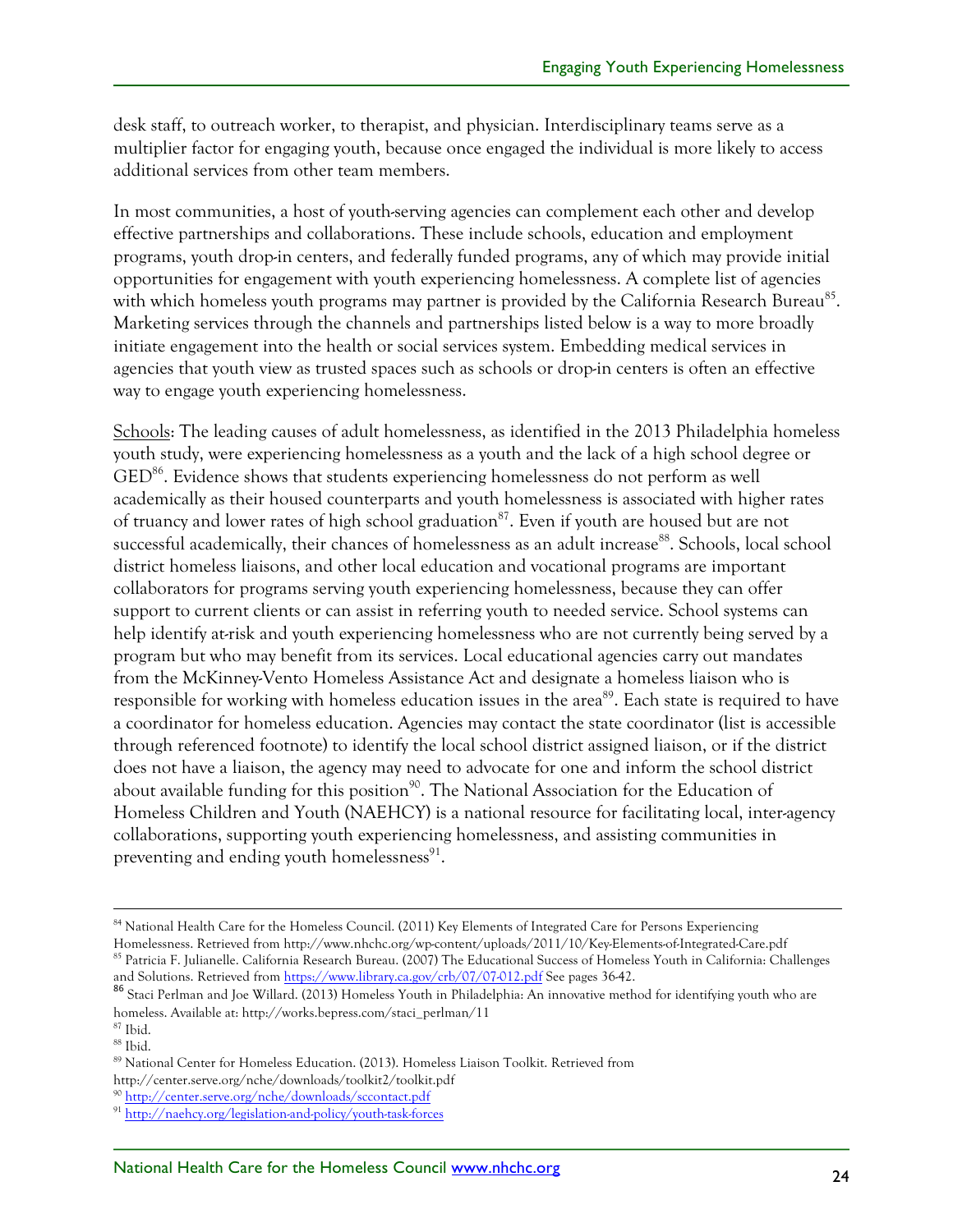desk staff, to outreach worker, to therapist, and physician. Interdisciplinary teams serve as a multiplier factor for engaging youth, because once engaged the individual is more likely to access additional services from other team members.

In most communities, a host of youth-serving agencies can complement each other and develop effective partnerships and collaborations. These include schools, education and employment programs, youth drop-in centers, and federally funded programs, any of which may provide initial opportunities for engagement with youth experiencing homelessness. A complete list of agencies with which homeless youth programs may partner is provided by the California Research Bureau[85]. Marketing services through the channels and partnerships listed below is a way to more broadly initiate engagement into the health or social services system. Embedding medical services in agencies that youth view as trusted spaces such as schools or drop-in centers is often an effective way to engage youth experiencing homelessness.

<u>Schools</u>: The leading causes of adult homelessness, as identified in the 2013 Philadelphia homeless youth study, were experiencing homelessness as a youth and the lack of a high school degree or GED[86]. Evidence shows that students experiencing homelessness do not perform as well academically as their housed counterparts and youth homelessness is associated with higher rates of truancy and lower rates of high school graduation[87]. Even if youth are housed but are not successful academically, their chances of homelessness as an adult increase[88]. Schools, local school district homeless liaisons, and other local education and vocational programs are important collaborators for programs serving youth experiencing homelessness, because they can offer support to current clients or can assist in referring youth to needed service. School systems can help identify at-risk and youth experiencing homelessness who are not currently being served by a program but who may benefit from its services. Local educational agencies carry out mandates from the McKinney-Vento Homeless Assistance Act and designate a homeless liaison who is responsible for working with homeless education issues in the area[89]. Each state is required to have a coordinator for homeless education. Agencies may contact the state coordinator (list is accessible through referenced footnote) to identify the local school district assigned liaison, or if the district does not have a liaison, the agency may need to advocate for one and inform the school district about available funding for this position[90]. The National Association for the Education of Homeless Children and Youth (NAEHCY) is a national resource for facilitating local, inter-agency collaborations, supporting youth experiencing homelessness, and assisting communities in preventing and ending youth homelessness[91].

---

[84] National Health Care for the Homeless Council. (2011) Key Elements of Integrated Care for Persons Experiencing Homelessness. Retrieved from http://www.nhchc.org/wp-content/uploads/2011/10/Key-Elements-of-Integrated-Care.pdf

[85] Patricia F. Julianelle. California Research Bureau. (2007) The Educational Success of Homeless Youth in California: Challenges and Solutions. Retrieved from https://www.library.ca.gov/crb/07/07-012.pdf See pages 36-42.

[86] Staci Perlman and Joe Willard. (2013) Homeless Youth in Philadelphia: An innovative method for identifying youth who are homeless. Available at: http://works.bepress.com/staci_perlman/11

[87] Ibid.

[88] Ibid.

[89] National Center for Homeless Education. (2013). Homeless Liaison Toolkit. Retrieved from http://center.serve.org/nche/downloads/toolkit2/toolkit.pdf

[90] http://center.serve.org/nche/downloads/sccontact.pdf

[91] http://naehcy.org/legislation-and-policy/youth-task-forces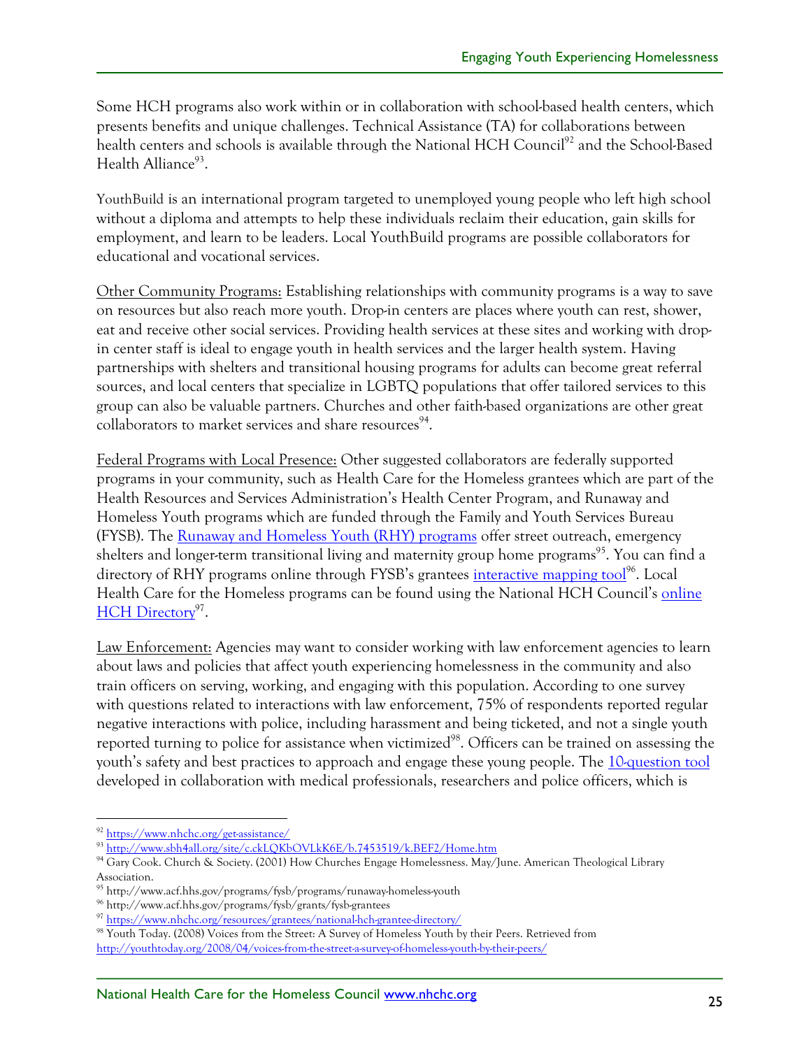Some HCH programs also work within or in collaboration with school-based health centers, which presents benefits and unique challenges. Technical Assistance (TA) for collaborations between health centers and schools is available through the National HCH Council[92] and the School-Based Health Alliance[93].

YouthBuild is an international program targeted to unemployed young people who left high school without a diploma and attempts to help these individuals reclaim their education, gain skills for employment, and learn to be leaders. Local YouthBuild programs are possible collaborators for educational and vocational services.

Other Community Programs: Establishing relationships with community programs is a way to save on resources but also reach more youth. Drop-in centers are places where youth can rest, shower, eat and receive other social services. Providing health services at these sites and working with drop-in center staff is ideal to engage youth in health services and the larger health system. Having partnerships with shelters and transitional housing programs for adults can become great referral sources, and local centers that specialize in LGBTQ populations that offer tailored services to this group can also be valuable partners. Churches and other faith-based organizations are other great collaborators to market services and share resources[94].

Federal Programs with Local Presence: Other suggested collaborators are federally supported programs in your community, such as Health Care for the Homeless grantees which are part of the Health Resources and Services Administration's Health Center Program, and Runaway and Homeless Youth programs which are funded through the Family and Youth Services Bureau (FYSB). The Runaway and Homeless Youth (RHY) programs offer street outreach, emergency shelters and longer-term transitional living and maternity group home programs[95]. You can find a directory of RHY programs online through FYSB's grantees interactive mapping tool[96]. Local Health Care for the Homeless programs can be found using the National HCH Council's online HCH Directory[97].

Law Enforcement: Agencies may want to consider working with law enforcement agencies to learn about laws and policies that affect youth experiencing homelessness in the community and also train officers on serving, working, and engaging with this population. According to one survey with questions related to interactions with law enforcement, 75% of respondents reported regular negative interactions with police, including harassment and being ticketed, and not a single youth reported turning to police for assistance when victimized[98]. Officers can be trained on assessing the youth's safety and best practices to approach and engage these young people. The 10-question tool developed in collaboration with medical professionals, researchers and police officers, which is

---

[92] https://www.nhchc.org/get-assistance/

[93] http://www.sbh4all.org/site/c.ckLQKbOVLkK6E/b.7453519/k.BEF2/Home.htm

[94] Gary Cook. Church & Society. (2001) How Churches Engage Homelessness. May/June. American Theological Library Association.

[95] http://www.acf.hhs.gov/programs/fysb/programs/runaway-homeless-youth

[96] http://www.acf.hhs.gov/programs/fysb/grants/fysb-grantees

[97] https://www.nhchc.org/resources/grantees/national-hch-grantee-directory/

[98] Youth Today. (2008) Voices from the Street: A Survey of Homeless Youth by their Peers. Retrieved from http://youthtoday.org/2008/04/voices-from-the-street-a-survey-of-homeless-youth-by-their-peers/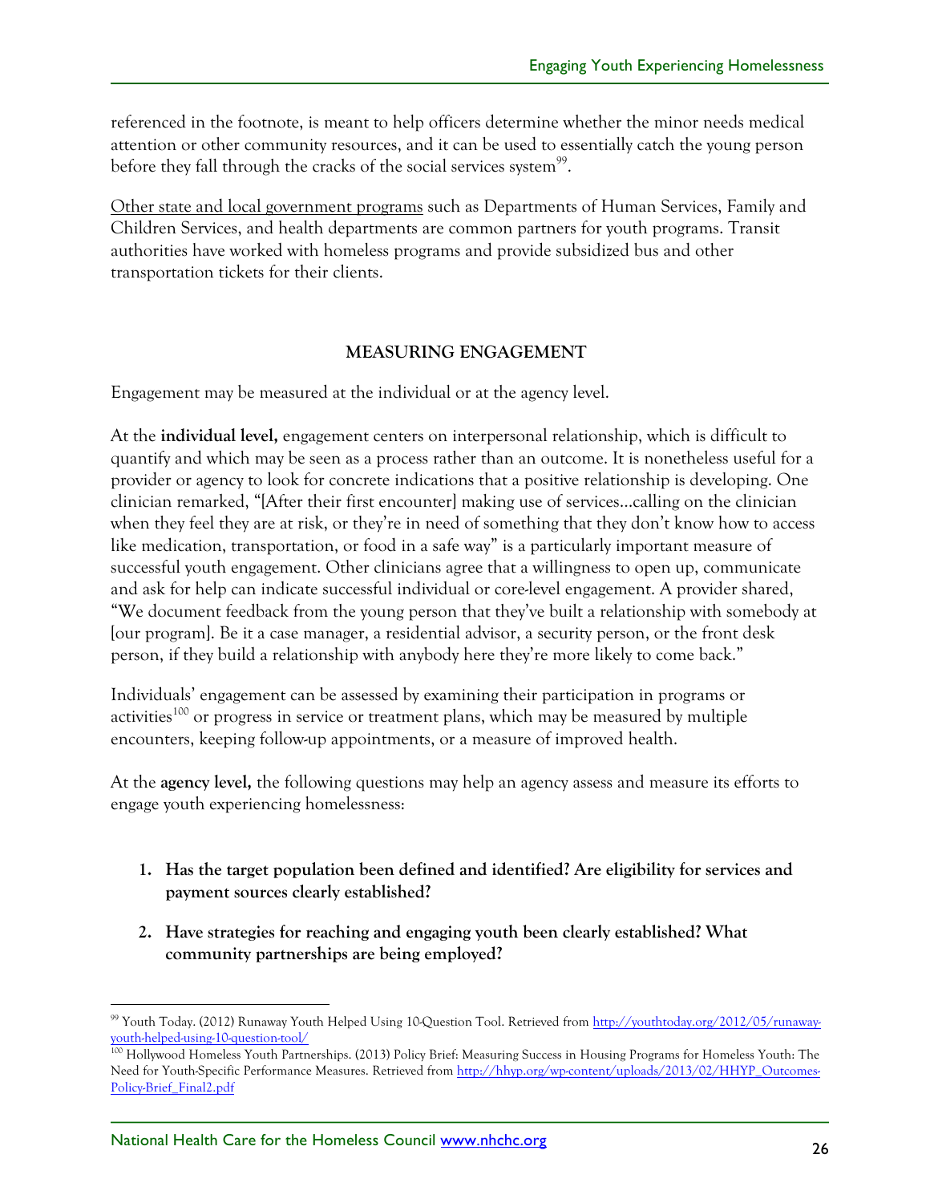referenced in the footnote, is meant to help officers determine whether the minor needs medical attention or other community resources, and it can be used to essentially catch the young person before they fall through the cracks of the social services system[99].

Other state and local government programs such as Departments of Human Services, Family and Children Services, and health departments are common partners for youth programs. Transit authorities have worked with homeless programs and provide subsidized bus and other transportation tickets for their clients.

## MEASURING ENGAGEMENT

Engagement may be measured at the individual or at the agency level.

At the **individual level,** engagement centers on interpersonal relationship, which is difficult to quantify and which may be seen as a process rather than an outcome. It is nonetheless useful for a provider or agency to look for concrete indications that a positive relationship is developing. One clinician remarked, "[After their first encounter] making use of services…calling on the clinician when they feel they are at risk, or they're in need of something that they don't know how to access like medication, transportation, or food in a safe way" is a particularly important measure of successful youth engagement. Other clinicians agree that a willingness to open up, communicate and ask for help can indicate successful individual or core-level engagement. A provider shared, "We document feedback from the young person that they've built a relationship with somebody at [our program]. Be it a case manager, a residential advisor, a security person, or the front desk person, if they build a relationship with anybody here they're more likely to come back."

Individuals' engagement can be assessed by examining their participation in programs or activities[100] or progress in service or treatment plans, which may be measured by multiple encounters, keeping follow-up appointments, or a measure of improved health.

At the **agency level,** the following questions may help an agency assess and measure its efforts to engage youth experiencing homelessness:

1. **Has the target population been defined and identified? Are eligibility for services and payment sources clearly established?**

2. **Have strategies for reaching and engaging youth been clearly established? What community partnerships are being employed?**

---

[99] Youth Today. (2012) Runaway Youth Helped Using 10-Question Tool. Retrieved from http://youthtoday.org/2012/05/runaway-youth-helped-using-10-question-tool/

[100] Hollywood Homeless Youth Partnerships. (2013) Policy Brief: Measuring Success in Housing Programs for Homeless Youth: The Need for Youth-Specific Performance Measures. Retrieved from http://hhyp.org/wp-content/uploads/2013/02/HHYP_Outcomes-Policy-Brief_Final2.pdf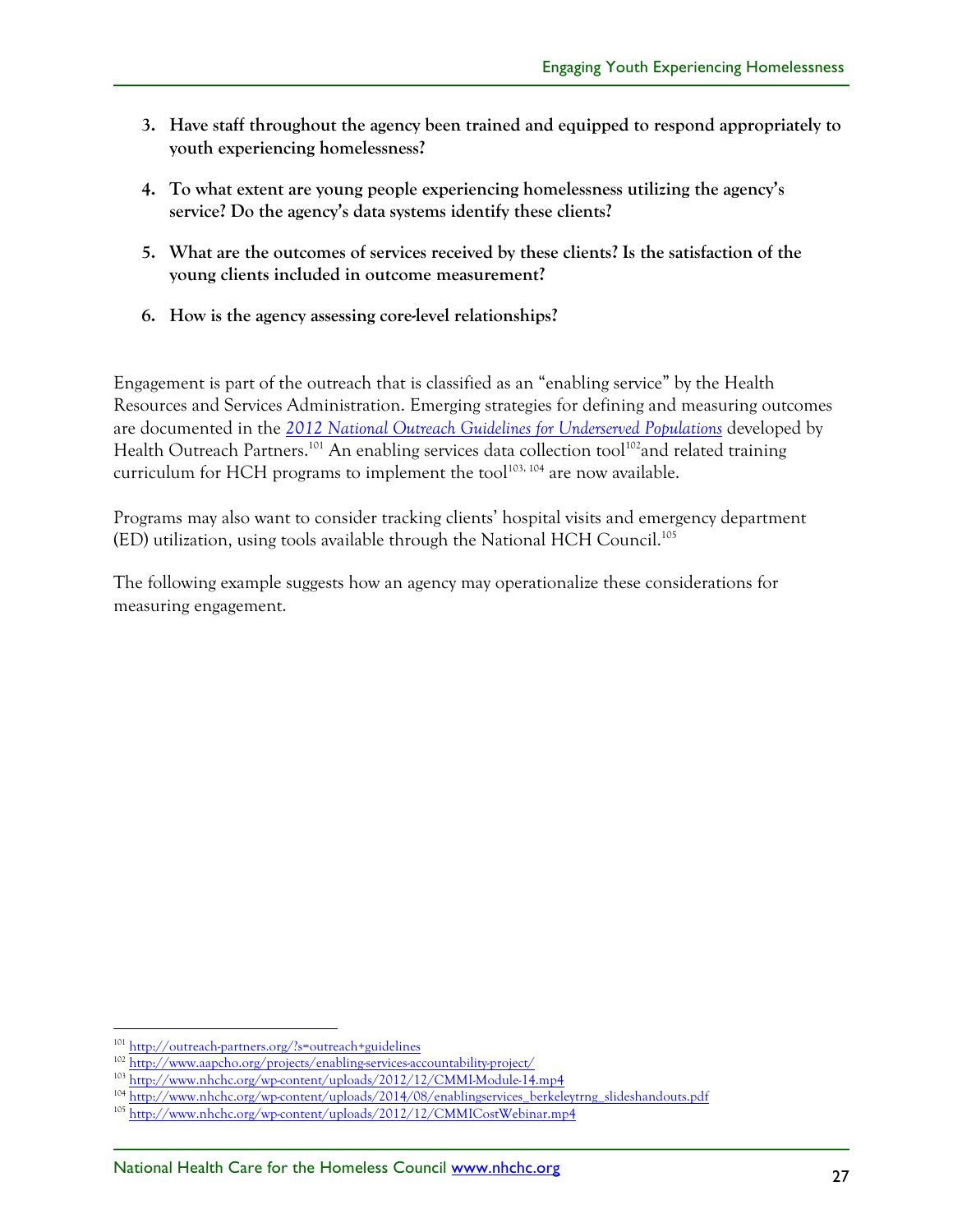3. **Have staff throughout the agency been trained and equipped to respond appropriately to youth experiencing homelessness?**

4. **To what extent are young people experiencing homelessness utilizing the agency's service? Do the agency's data systems identify these clients?**

5. **What are the outcomes of services received by these clients? Is the satisfaction of the young clients included in outcome measurement?**

6. **How is the agency assessing core-level relationships?**

Engagement is part of the outreach that is classified as an "enabling service" by the Health Resources and Services Administration. Emerging strategies for defining and measuring outcomes are documented in the *2012 National Outreach Guidelines for Underserved Populations* developed by Health Outreach Partners.[101] An enabling services data collection tool[102] and related training curriculum for HCH programs to implement the tool[103, 104] are now available.

Programs may also want to consider tracking clients' hospital visits and emergency department (ED) utilization, using tools available through the National HCH Council.[105]

The following example suggests how an agency may operationalize these considerations for measuring engagement.

---

[101] http://outreach-partners.org/?s=outreach+guidelines
[102] http://www.aapcho.org/projects/enabling-services-accountability-project/
[103] http://www.nhchc.org/wp-content/uploads/2012/12/CMMI-Module-14.mp4
[104] http://www.nhchc.org/wp-content/uploads/2014/08/enablingservices_berkeleytrng_slideshandouts.pdf
[105] http://www.nhchc.org/wp-content/uploads/2012/12/CMMICostWebinar.mp4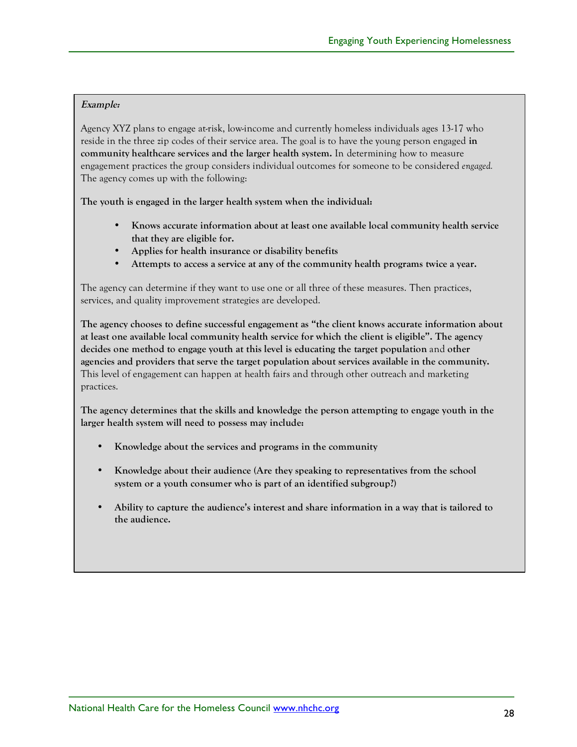***Example:***

Agency XYZ plans to engage at-risk, low-income and currently homeless individuals ages 13-17 who reside in the three zip codes of their service area. The goal is to have the young person engaged **in community healthcare services and the larger health system.** In determining how to measure engagement practices the group considers individual outcomes for someone to be considered *engaged.* The agency comes up with the following:

**The youth is engaged in the larger health system when the individual:**

- **Knows accurate information about at least one available local community health service that they are eligible for.**
- **Applies for health insurance or disability benefits**
- **Attempts to access a service at any of the community health programs twice a year.**

The agency can determine if they want to use one or all three of these measures. Then practices, services, and quality improvement strategies are developed.

**The agency chooses to define successful engagement as "the client knows accurate information about at least one available local community health service for which the client is eligible". The agency decides one method to engage youth at this level is educating the target population** and **other agencies and providers that serve the target population about services available in the community.** This level of engagement can happen at health fairs and through other outreach and marketing practices.

**The agency determines that the skills and knowledge the person attempting to engage youth in the larger health system will need to possess may include:**

- **Knowledge about the services and programs in the community**
- **Knowledge about their audience (Are they speaking to representatives from the school system or a youth consumer who is part of an identified subgroup?)**
- **Ability to capture the audience's interest and share information in a way that is tailored to the audience.**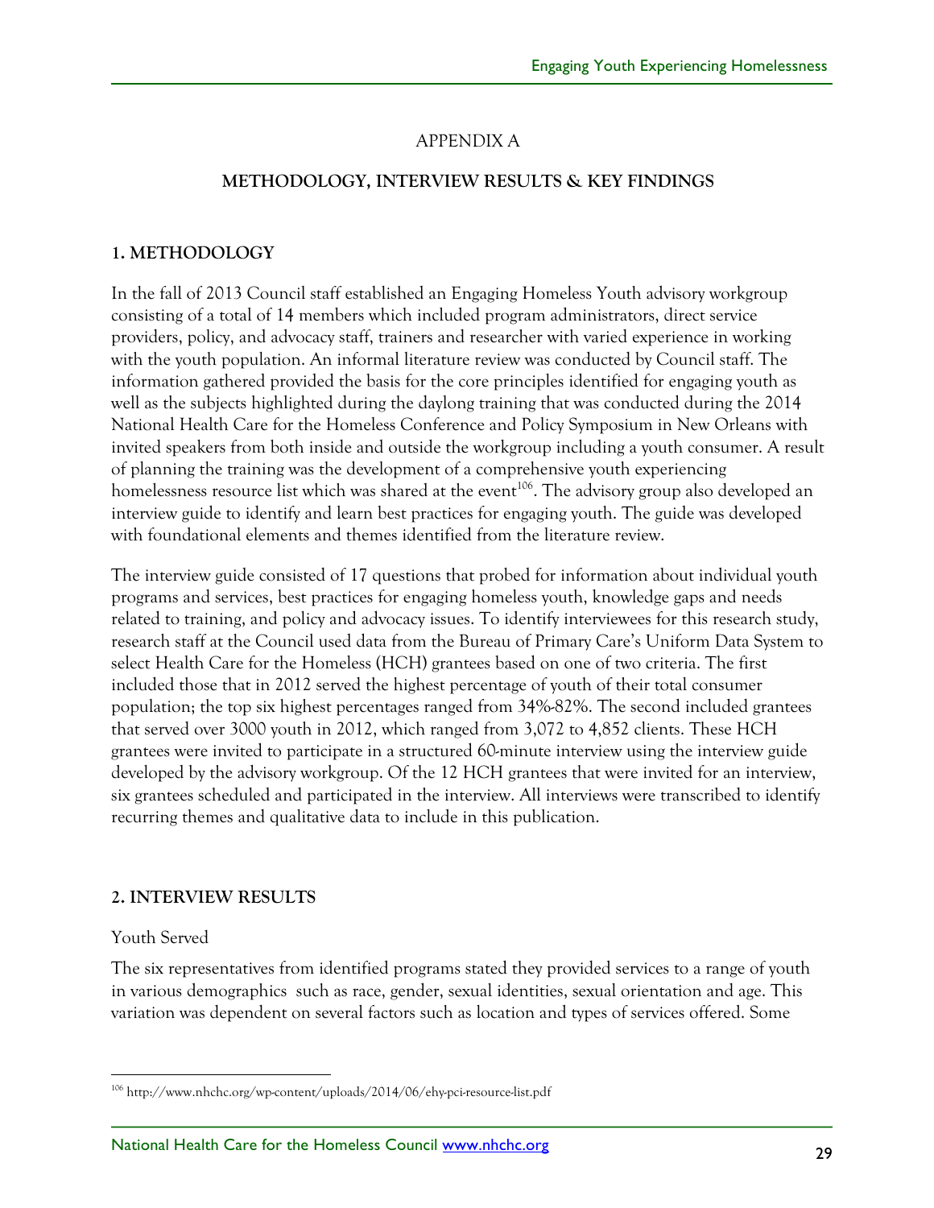APPENDIX A

## METHODOLOGY, INTERVIEW RESULTS & KEY FINDINGS

### 1. METHODOLOGY

In the fall of 2013 Council staff established an Engaging Homeless Youth advisory workgroup consisting of a total of 14 members which included program administrators, direct service providers, policy, and advocacy staff, trainers and researcher with varied experience in working with the youth population. An informal literature review was conducted by Council staff. The information gathered provided the basis for the core principles identified for engaging youth as well as the subjects highlighted during the daylong training that was conducted during the 2014 National Health Care for the Homeless Conference and Policy Symposium in New Orleans with invited speakers from both inside and outside the workgroup including a youth consumer. A result of planning the training was the development of a comprehensive youth experiencing homelessness resource list which was shared at the event[106]. The advisory group also developed an interview guide to identify and learn best practices for engaging youth. The guide was developed with foundational elements and themes identified from the literature review.

The interview guide consisted of 17 questions that probed for information about individual youth programs and services, best practices for engaging homeless youth, knowledge gaps and needs related to training, and policy and advocacy issues. To identify interviewees for this research study, research staff at the Council used data from the Bureau of Primary Care's Uniform Data System to select Health Care for the Homeless (HCH) grantees based on one of two criteria. The first included those that in 2012 served the highest percentage of youth of their total consumer population; the top six highest percentages ranged from 34%-82%. The second included grantees that served over 3000 youth in 2012, which ranged from 3,072 to 4,852 clients. These HCH grantees were invited to participate in a structured 60-minute interview using the interview guide developed by the advisory workgroup. Of the 12 HCH grantees that were invited for an interview, six grantees scheduled and participated in the interview. All interviews were transcribed to identify recurring themes and qualitative data to include in this publication.

### 2. INTERVIEW RESULTS

Youth Served

The six representatives from identified programs stated they provided services to a range of youth in various demographics such as race, gender, sexual identities, sexual orientation and age. This variation was dependent on several factors such as location and types of services offered. Some

[106] http://www.nhchc.org/wp-content/uploads/2014/06/ehy-pci-resource-list.pdf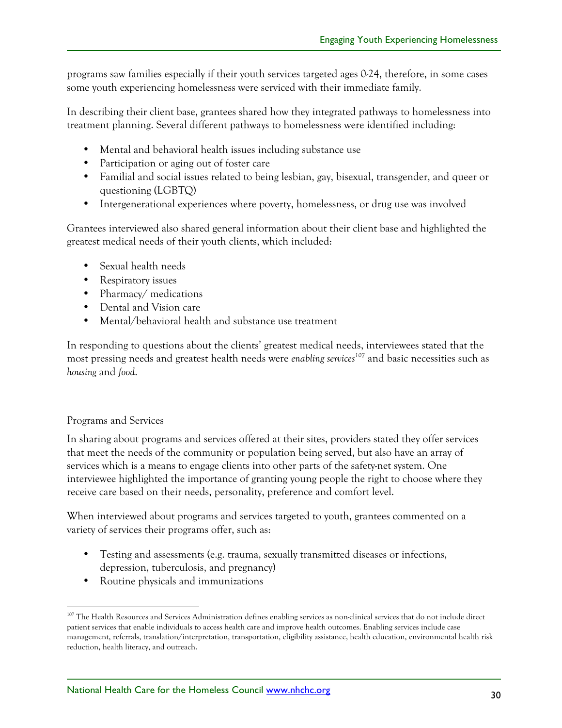programs saw families especially if their youth services targeted ages 0-24, therefore, in some cases some youth experiencing homelessness were serviced with their immediate family.

In describing their client base, grantees shared how they integrated pathways to homelessness into treatment planning. Several different pathways to homelessness were identified including:

- Mental and behavioral health issues including substance use
- Participation or aging out of foster care
- Familial and social issues related to being lesbian, gay, bisexual, transgender, and queer or questioning (LGBTQ)
- Intergenerational experiences where poverty, homelessness, or drug use was involved

Grantees interviewed also shared general information about their client base and highlighted the greatest medical needs of their youth clients, which included:

- Sexual health needs
- Respiratory issues
- Pharmacy/ medications
- Dental and Vision care
- Mental/behavioral health and substance use treatment

In responding to questions about the clients' greatest medical needs, interviewees stated that the most pressing needs and greatest health needs were *enabling services*[107] and basic necessities such as *housing* and *food*.

### Programs and Services

In sharing about programs and services offered at their sites, providers stated they offer services that meet the needs of the community or population being served, but also have an array of services which is a means to engage clients into other parts of the safety-net system. One interviewee highlighted the importance of granting young people the right to choose where they receive care based on their needs, personality, preference and comfort level.

When interviewed about programs and services targeted to youth, grantees commented on a variety of services their programs offer, such as:

- Testing and assessments (e.g. trauma, sexually transmitted diseases or infections, depression, tuberculosis, and pregnancy)
- Routine physicals and immunizations

[107] The Health Resources and Services Administration defines enabling services as non-clinical services that do not include direct patient services that enable individuals to access health care and improve health outcomes. Enabling services include case management, referrals, translation/interpretation, transportation, eligibility assistance, health education, environmental health risk reduction, health literacy, and outreach.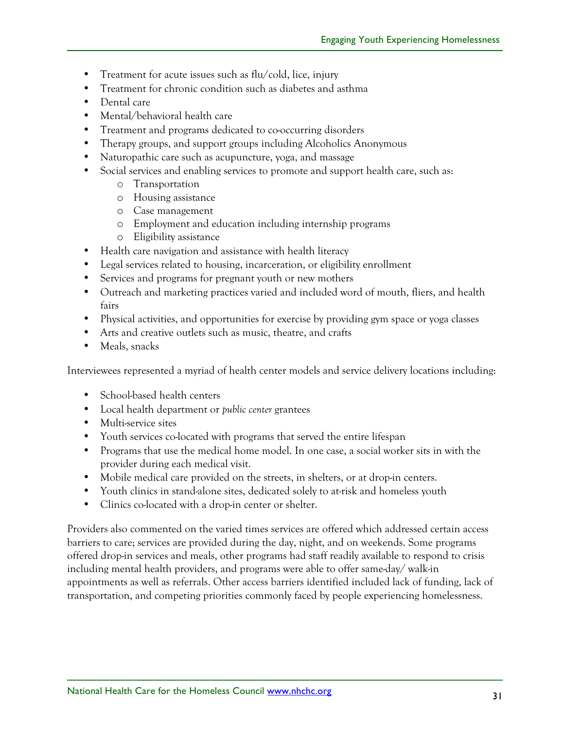- Treatment for acute issues such as flu/cold, lice, injury
- Treatment for chronic condition such as diabetes and asthma
- Dental care
- Mental/behavioral health care
- Treatment and programs dedicated to co-occurring disorders
- Therapy groups, and support groups including Alcoholics Anonymous
- Naturopathic care such as acupuncture, yoga, and massage
- Social services and enabling services to promote and support health care, such as:
    - Transportation
    - Housing assistance
    - Case management
    - Employment and education including internship programs
    - Eligibility assistance
- Health care navigation and assistance with health literacy
- Legal services related to housing, incarceration, or eligibility enrollment
- Services and programs for pregnant youth or new mothers
- Outreach and marketing practices varied and included word of mouth, fliers, and health fairs
- Physical activities, and opportunities for exercise by providing gym space or yoga classes
- Arts and creative outlets such as music, theatre, and crafts
- Meals, snacks

Interviewees represented a myriad of health center models and service delivery locations including:

- School-based health centers
- Local health department or *public center* grantees
- Multi-service sites
- Youth services co-located with programs that served the entire lifespan
- Programs that use the medical home model. In one case, a social worker sits in with the provider during each medical visit.
- Mobile medical care provided on the streets, in shelters, or at drop-in centers.
- Youth clinics in stand-alone sites, dedicated solely to at-risk and homeless youth
- Clinics co-located with a drop-in center or shelter.

Providers also commented on the varied times services are offered which addressed certain access barriers to care; services are provided during the day, night, and on weekends. Some programs offered drop-in services and meals, other programs had staff readily available to respond to crisis including mental health providers, and programs were able to offer same-day/ walk-in appointments as well as referrals. Other access barriers identified included lack of funding, lack of transportation, and competing priorities commonly faced by people experiencing homelessness.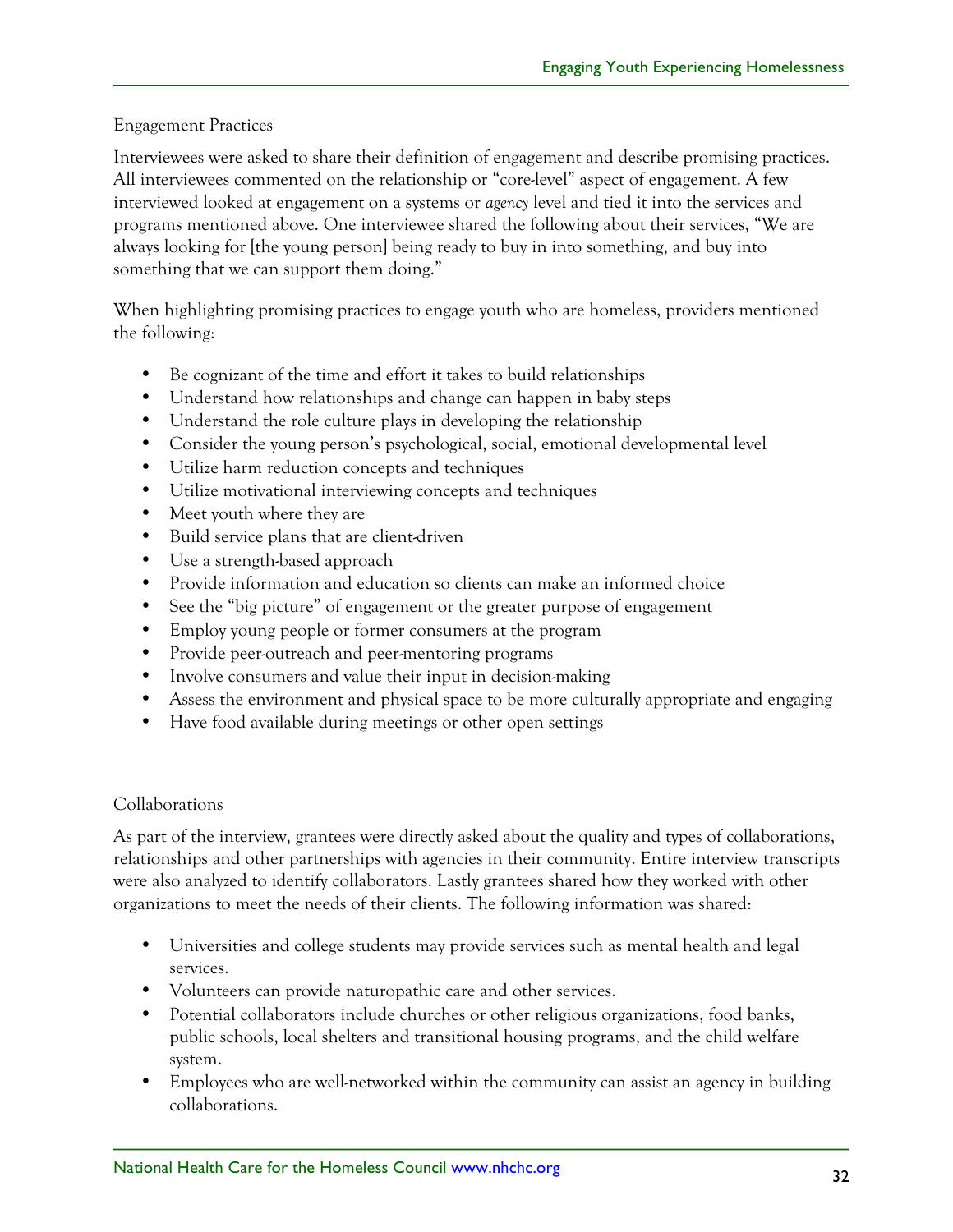### Engagement Practices

Interviewees were asked to share their definition of engagement and describe promising practices. All interviewees commented on the relationship or "core-level" aspect of engagement. A few interviewed looked at engagement on a systems or *agency* level and tied it into the services and programs mentioned above. One interviewee shared the following about their services, "We are always looking for [the young person] being ready to buy in into something, and buy into something that we can support them doing."

When highlighting promising practices to engage youth who are homeless, providers mentioned the following:

- Be cognizant of the time and effort it takes to build relationships
- Understand how relationships and change can happen in baby steps
- Understand the role culture plays in developing the relationship
- Consider the young person's psychological, social, emotional developmental level
- Utilize harm reduction concepts and techniques
- Utilize motivational interviewing concepts and techniques
- Meet youth where they are
- Build service plans that are client-driven
- Use a strength-based approach
- Provide information and education so clients can make an informed choice
- See the "big picture" of engagement or the greater purpose of engagement
- Employ young people or former consumers at the program
- Provide peer-outreach and peer-mentoring programs
- Involve consumers and value their input in decision-making
- Assess the environment and physical space to be more culturally appropriate and engaging
- Have food available during meetings or other open settings

### Collaborations

As part of the interview, grantees were directly asked about the quality and types of collaborations, relationships and other partnerships with agencies in their community. Entire interview transcripts were also analyzed to identify collaborators. Lastly grantees shared how they worked with other organizations to meet the needs of their clients. The following information was shared:

- Universities and college students may provide services such as mental health and legal services.
- Volunteers can provide naturopathic care and other services.
- Potential collaborators include churches or other religious organizations, food banks, public schools, local shelters and transitional housing programs, and the child welfare system.
- Employees who are well-networked within the community can assist an agency in building collaborations.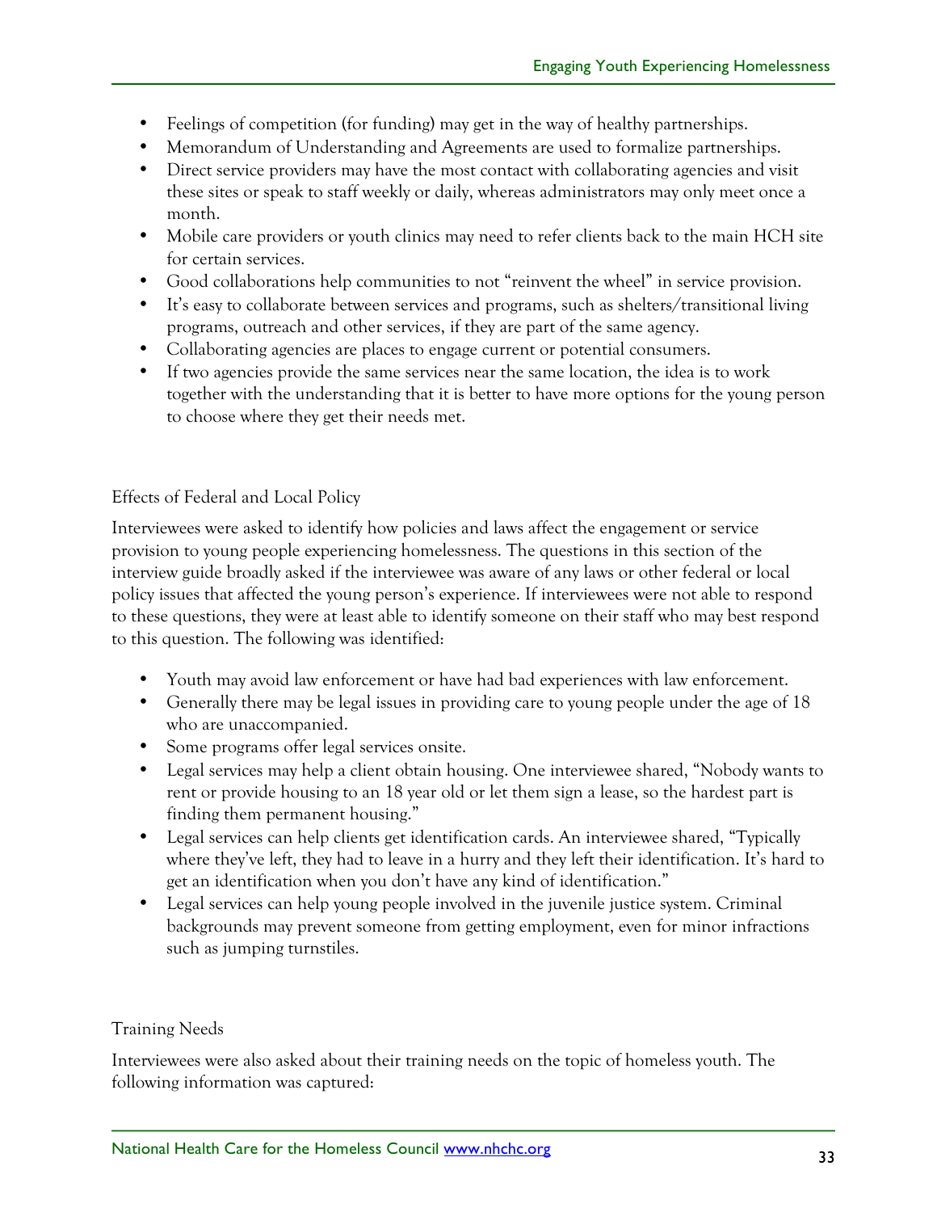- Feelings of competition (for funding) may get in the way of healthy partnerships.
- Memorandum of Understanding and Agreements are used to formalize partnerships.
- Direct service providers may have the most contact with collaborating agencies and visit these sites or speak to staff weekly or daily, whereas administrators may only meet once a month.
- Mobile care providers or youth clinics may need to refer clients back to the main HCH site for certain services.
- Good collaborations help communities to not "reinvent the wheel" in service provision.
- It's easy to collaborate between services and programs, such as shelters/transitional living programs, outreach and other services, if they are part of the same agency.
- Collaborating agencies are places to engage current or potential consumers.
- If two agencies provide the same services near the same location, the idea is to work together with the understanding that it is better to have more options for the young person to choose where they get their needs met.

### Effects of Federal and Local Policy

Interviewees were asked to identify how policies and laws affect the engagement or service provision to young people experiencing homelessness. The questions in this section of the interview guide broadly asked if the interviewee was aware of any laws or other federal or local policy issues that affected the young person's experience. If interviewees were not able to respond to these questions, they were at least able to identify someone on their staff who may best respond to this question. The following was identified:

- Youth may avoid law enforcement or have had bad experiences with law enforcement.
- Generally there may be legal issues in providing care to young people under the age of 18 who are unaccompanied.
- Some programs offer legal services onsite.
- Legal services may help a client obtain housing. One interviewee shared, "Nobody wants to rent or provide housing to an 18 year old or let them sign a lease, so the hardest part is finding them permanent housing."
- Legal services can help clients get identification cards. An interviewee shared, "Typically where they've left, they had to leave in a hurry and they left their identification. It's hard to get an identification when you don't have any kind of identification."
- Legal services can help young people involved in the juvenile justice system. Criminal backgrounds may prevent someone from getting employment, even for minor infractions such as jumping turnstiles.

### Training Needs

Interviewees were also asked about their training needs on the topic of homeless youth. The following information was captured: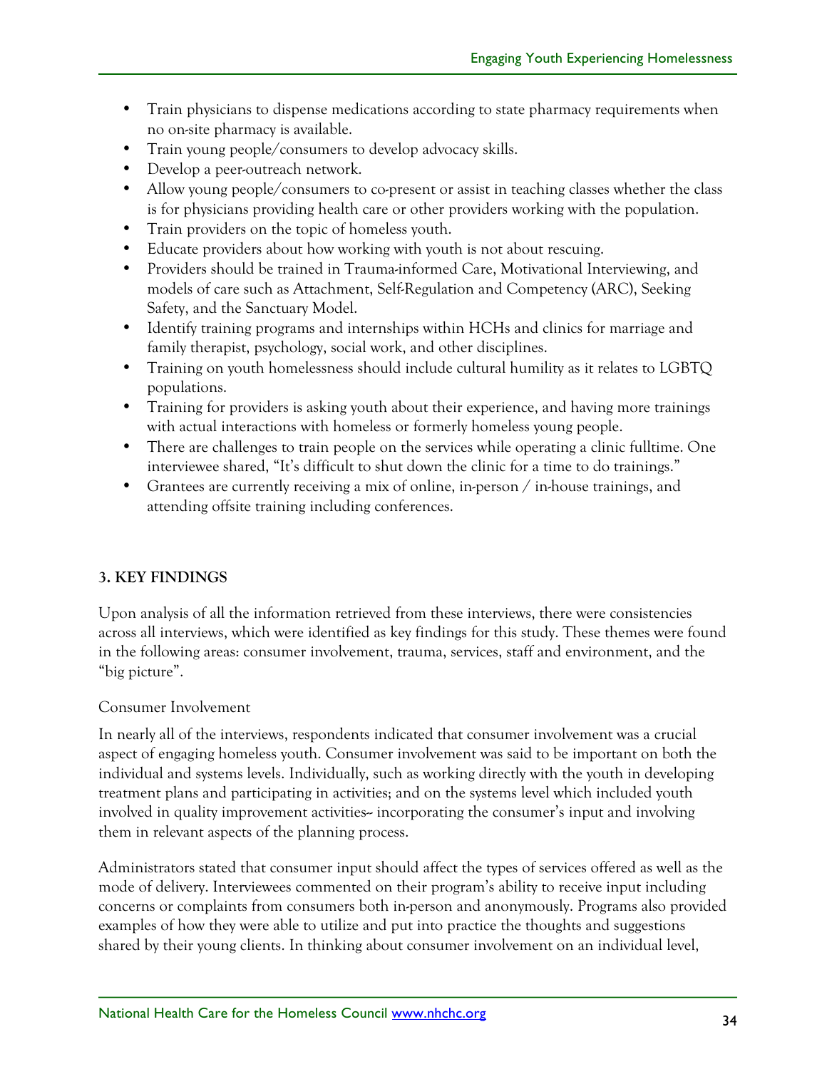- Train physicians to dispense medications according to state pharmacy requirements when no on-site pharmacy is available.
- Train young people/consumers to develop advocacy skills.
- Develop a peer-outreach network.
- Allow young people/consumers to co-present or assist in teaching classes whether the class is for physicians providing health care or other providers working with the population.
- Train providers on the topic of homeless youth.
- Educate providers about how working with youth is not about rescuing.
- Providers should be trained in Trauma-informed Care, Motivational Interviewing, and models of care such as Attachment, Self-Regulation and Competency (ARC), Seeking Safety, and the Sanctuary Model.
- Identify training programs and internships within HCHs and clinics for marriage and family therapist, psychology, social work, and other disciplines.
- Training on youth homelessness should include cultural humility as it relates to LGBTQ populations.
- Training for providers is asking youth about their experience, and having more trainings with actual interactions with homeless or formerly homeless young people.
- There are challenges to train people on the services while operating a clinic fulltime. One interviewee shared, "It's difficult to shut down the clinic for a time to do trainings."
- Grantees are currently receiving a mix of online, in-person / in-house trainings, and attending offsite training including conferences.

## 3. KEY FINDINGS

Upon analysis of all the information retrieved from these interviews, there were consistencies across all interviews, which were identified as key findings for this study. These themes were found in the following areas: consumer involvement, trauma, services, staff and environment, and the "big picture".

### Consumer Involvement

In nearly all of the interviews, respondents indicated that consumer involvement was a crucial aspect of engaging homeless youth. Consumer involvement was said to be important on both the individual and systems levels. Individually, such as working directly with the youth in developing treatment plans and participating in activities; and on the systems level which included youth involved in quality improvement activities-- incorporating the consumer's input and involving them in relevant aspects of the planning process.

Administrators stated that consumer input should affect the types of services offered as well as the mode of delivery. Interviewees commented on their program's ability to receive input including concerns or complaints from consumers both in-person and anonymously. Programs also provided examples of how they were able to utilize and put into practice the thoughts and suggestions shared by their young clients. In thinking about consumer involvement on an individual level,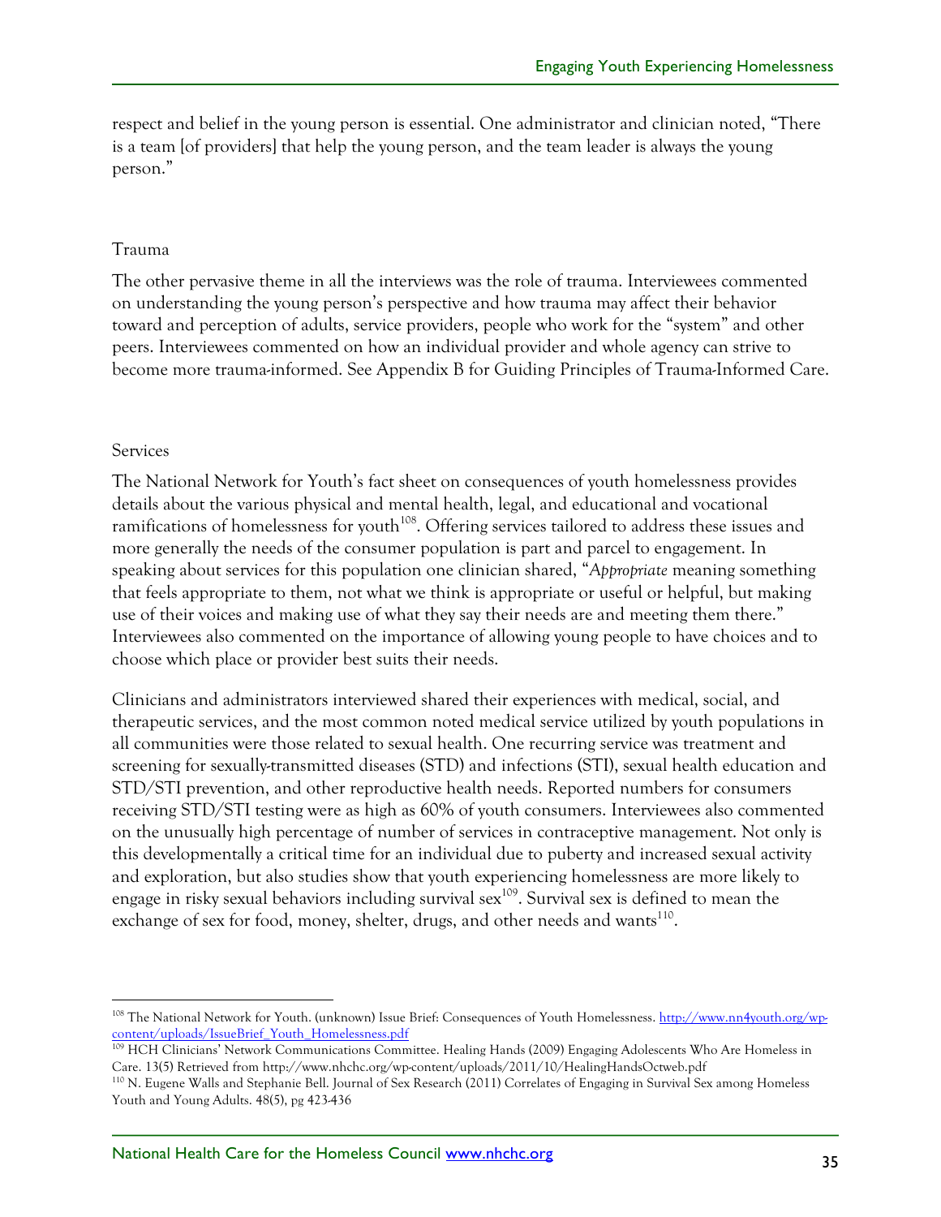respect and belief in the young person is essential. One administrator and clinician noted, "There is a team [of providers] that help the young person, and the team leader is always the young person."

### Trauma

The other pervasive theme in all the interviews was the role of trauma. Interviewees commented on understanding the young person's perspective and how trauma may affect their behavior toward and perception of adults, service providers, people who work for the "system" and other peers. Interviewees commented on how an individual provider and whole agency can strive to become more trauma-informed. See Appendix B for Guiding Principles of Trauma-Informed Care.

### Services

The National Network for Youth's fact sheet on consequences of youth homelessness provides details about the various physical and mental health, legal, and educational and vocational ramifications of homelessness for youth[108]. Offering services tailored to address these issues and more generally the needs of the consumer population is part and parcel to engagement. In speaking about services for this population one clinician shared, "*Appropriate* meaning something that feels appropriate to them, not what we think is appropriate or useful or helpful, but making use of their voices and making use of what they say their needs are and meeting them there." Interviewees also commented on the importance of allowing young people to have choices and to choose which place or provider best suits their needs.

Clinicians and administrators interviewed shared their experiences with medical, social, and therapeutic services, and the most common noted medical service utilized by youth populations in all communities were those related to sexual health. One recurring service was treatment and screening for sexually-transmitted diseases (STD) and infections (STI), sexual health education and STD/STI prevention, and other reproductive health needs. Reported numbers for consumers receiving STD/STI testing were as high as 60% of youth consumers. Interviewees also commented on the unusually high percentage of number of services in contraceptive management. Not only is this developmentally a critical time for an individual due to puberty and increased sexual activity and exploration, but also studies show that youth experiencing homelessness are more likely to engage in risky sexual behaviors including survival sex[109]. Survival sex is defined to mean the exchange of sex for food, money, shelter, drugs, and other needs and wants[110].

---

[108] The National Network for Youth. (unknown) Issue Brief: Consequences of Youth Homelessness. http://www.nn4youth.org/wp-content/uploads/IssueBrief_Youth_Homelessness.pdf

[109] HCH Clinicians' Network Communications Committee. Healing Hands (2009) Engaging Adolescents Who Are Homeless in Care. 13(5) Retrieved from http://www.nhchc.org/wp-content/uploads/2011/10/HealingHandsOctweb.pdf

[110] N. Eugene Walls and Stephanie Bell. Journal of Sex Research (2011) Correlates of Engaging in Survival Sex among Homeless Youth and Young Adults. 48(5), pg 423-436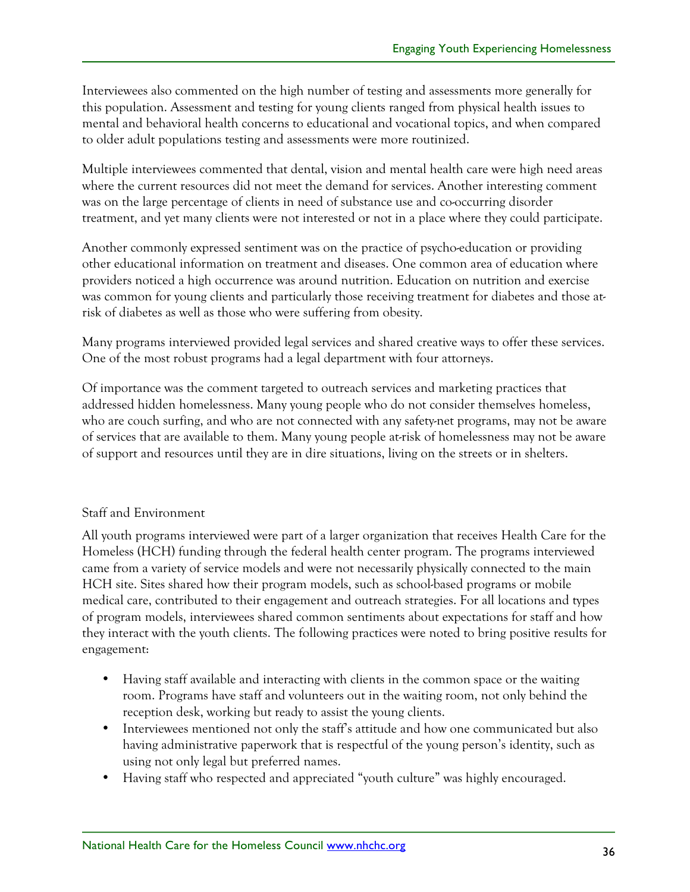Interviewees also commented on the high number of testing and assessments more generally for this population. Assessment and testing for young clients ranged from physical health issues to mental and behavioral health concerns to educational and vocational topics, and when compared to older adult populations testing and assessments were more routinized.

Multiple interviewees commented that dental, vision and mental health care were high need areas where the current resources did not meet the demand for services. Another interesting comment was on the large percentage of clients in need of substance use and co-occurring disorder treatment, and yet many clients were not interested or not in a place where they could participate.

Another commonly expressed sentiment was on the practice of psycho-education or providing other educational information on treatment and diseases. One common area of education where providers noticed a high occurrence was around nutrition. Education on nutrition and exercise was common for young clients and particularly those receiving treatment for diabetes and those at-risk of diabetes as well as those who were suffering from obesity.

Many programs interviewed provided legal services and shared creative ways to offer these services. One of the most robust programs had a legal department with four attorneys.

Of importance was the comment targeted to outreach services and marketing practices that addressed hidden homelessness. Many young people who do not consider themselves homeless, who are couch surfing, and who are not connected with any safety-net programs, may not be aware of services that are available to them. Many young people at-risk of homelessness may not be aware of support and resources until they are in dire situations, living on the streets or in shelters.

### Staff and Environment

All youth programs interviewed were part of a larger organization that receives Health Care for the Homeless (HCH) funding through the federal health center program. The programs interviewed came from a variety of service models and were not necessarily physically connected to the main HCH site. Sites shared how their program models, such as school-based programs or mobile medical care, contributed to their engagement and outreach strategies. For all locations and types of program models, interviewees shared common sentiments about expectations for staff and how they interact with the youth clients. The following practices were noted to bring positive results for engagement:

- Having staff available and interacting with clients in the common space or the waiting room. Programs have staff and volunteers out in the waiting room, not only behind the reception desk, working but ready to assist the young clients.
- Interviewees mentioned not only the staff's attitude and how one communicated but also having administrative paperwork that is respectful of the young person's identity, such as using not only legal but preferred names.
- Having staff who respected and appreciated "youth culture" was highly encouraged.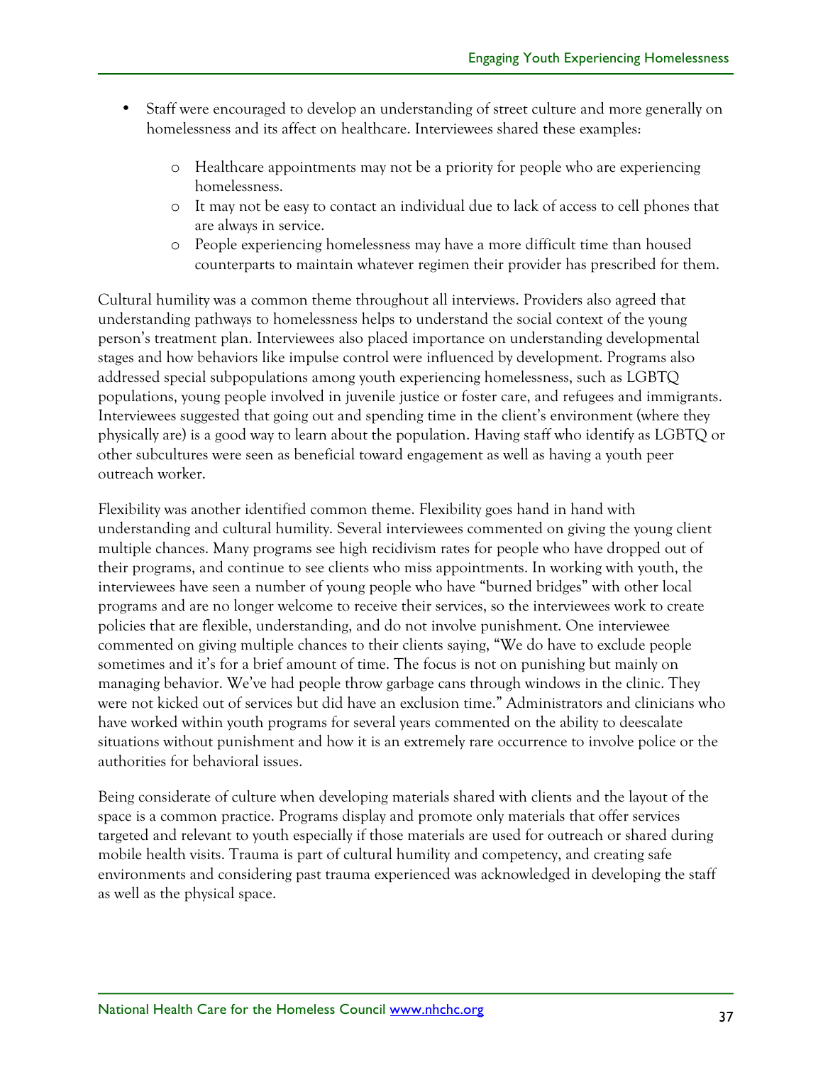- Staff were encouraged to develop an understanding of street culture and more generally on homelessness and its affect on healthcare. Interviewees shared these examples:
    - Healthcare appointments may not be a priority for people who are experiencing homelessness.
    - It may not be easy to contact an individual due to lack of access to cell phones that are always in service.
    - People experiencing homelessness may have a more difficult time than housed counterparts to maintain whatever regimen their provider has prescribed for them.

Cultural humility was a common theme throughout all interviews. Providers also agreed that understanding pathways to homelessness helps to understand the social context of the young person's treatment plan. Interviewees also placed importance on understanding developmental stages and how behaviors like impulse control were influenced by development. Programs also addressed special subpopulations among youth experiencing homelessness, such as LGBTQ populations, young people involved in juvenile justice or foster care, and refugees and immigrants. Interviewees suggested that going out and spending time in the client's environment (where they physically are) is a good way to learn about the population. Having staff who identify as LGBTQ or other subcultures were seen as beneficial toward engagement as well as having a youth peer outreach worker.

Flexibility was another identified common theme. Flexibility goes hand in hand with understanding and cultural humility. Several interviewees commented on giving the young client multiple chances. Many programs see high recidivism rates for people who have dropped out of their programs, and continue to see clients who miss appointments. In working with youth, the interviewees have seen a number of young people who have "burned bridges" with other local programs and are no longer welcome to receive their services, so the interviewees work to create policies that are flexible, understanding, and do not involve punishment. One interviewee commented on giving multiple chances to their clients saying, "We do have to exclude people sometimes and it's for a brief amount of time. The focus is not on punishing but mainly on managing behavior. We've had people throw garbage cans through windows in the clinic. They were not kicked out of services but did have an exclusion time." Administrators and clinicians who have worked within youth programs for several years commented on the ability to deescalate situations without punishment and how it is an extremely rare occurrence to involve police or the authorities for behavioral issues.

Being considerate of culture when developing materials shared with clients and the layout of the space is a common practice. Programs display and promote only materials that offer services targeted and relevant to youth especially if those materials are used for outreach or shared during mobile health visits. Trauma is part of cultural humility and competency, and creating safe environments and considering past trauma experienced was acknowledged in developing the staff as well as the physical space.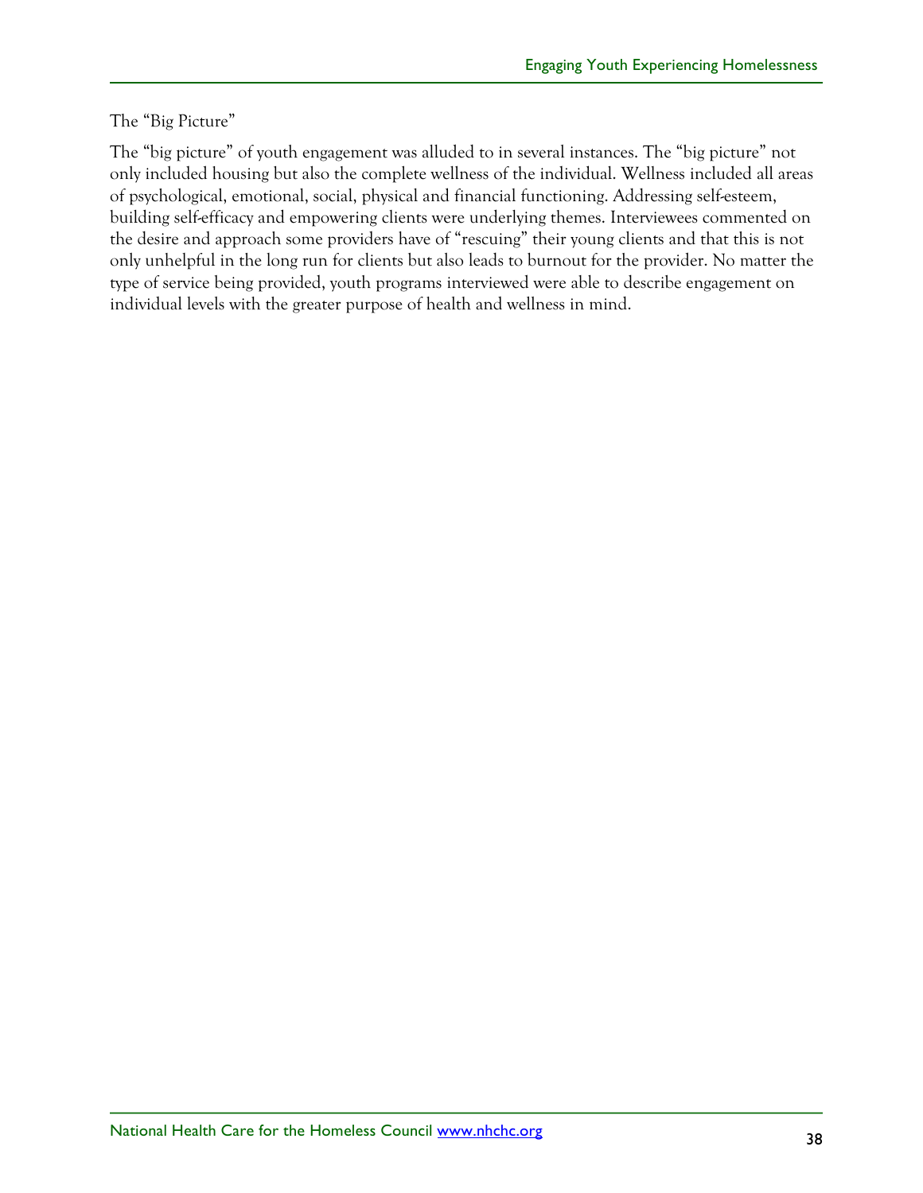### The "Big Picture"

The "big picture" of youth engagement was alluded to in several instances. The "big picture" not only included housing but also the complete wellness of the individual. Wellness included all areas of psychological, emotional, social, physical and financial functioning. Addressing self-esteem, building self-efficacy and empowering clients were underlying themes. Interviewees commented on the desire and approach some providers have of "rescuing" their young clients and that this is not only unhelpful in the long run for clients but also leads to burnout for the provider. No matter the type of service being provided, youth programs interviewed were able to describe engagement on individual levels with the greater purpose of health and wellness in mind.